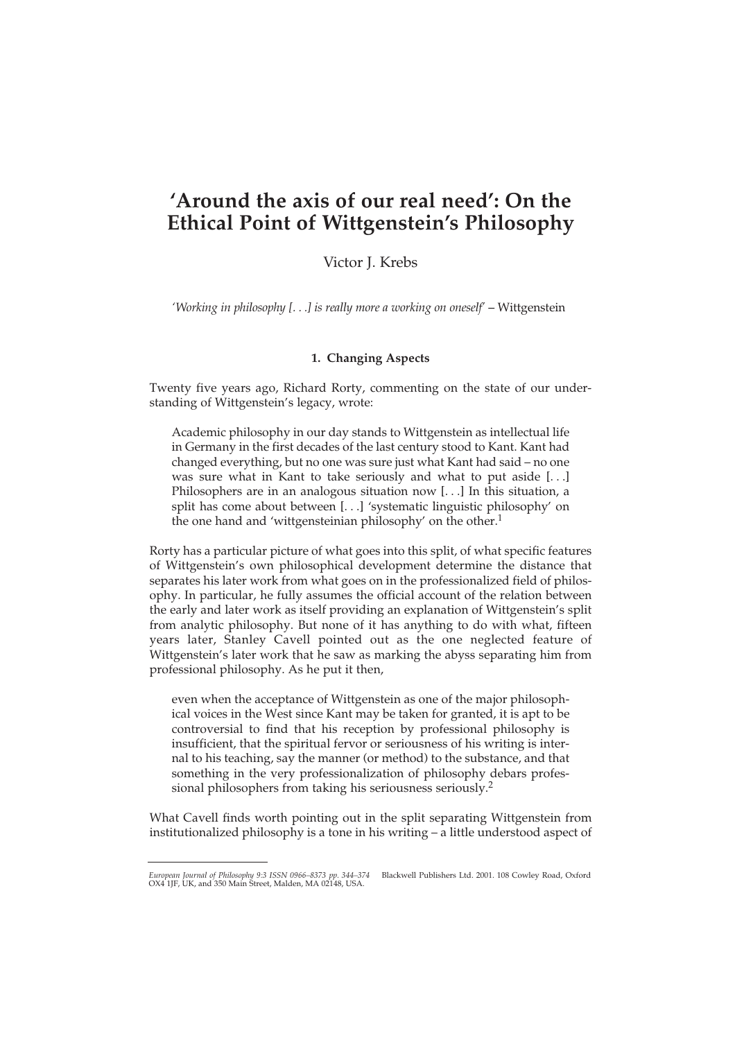# 'Around the axis of our real need': On the Ethical Point of Wittgenstein's Philosophy

Victor J. Krebs

*'Working in philosophy [. . .] is really more a working on oneself'* – Wittgenstein

## 1. Changing Aspects

Twenty five years ago, Richard Rorty, commenting on the state of our understanding of Wittgenstein's legacy, wrote:

> Academic philosophy in our day stands to Wittgenstein as intellectual life in Germany in the first decades of the last century stood to Kant. Kant had changed everything, but no one was sure just what Kant had said – no one was sure what in Kant to take seriously and what to put aside [. . .] Philosophers are in an analogous situation now [. . .] In this situation, a split has come about between [. . .] 'systematic linguistic philosophy' on the one hand and 'wittgensteinian philosophy' on the other.[1]

Rorty has a particular picture of what goes into this split, of what specific features of Wittgenstein's own philosophical development determine the distance that separates his later work from what goes on in the professionalized field of philosophy. In particular, he fully assumes the official account of the relation between the early and later work as itself providing an explanation of Wittgenstein's split from analytic philosophy. But none of it has anything to do with what, fifteen years later, Stanley Cavell pointed out as the one neglected feature of Wittgenstein's later work that he saw as marking the abyss separating him from professional philosophy. As he put it then,

> even when the acceptance of Wittgenstein as one of the major philosophical voices in the West since Kant may be taken for granted, it is apt to be controversial to find that his reception by professional philosophy is insufficient, that the spiritual fervor or seriousness of his writing is internal to his teaching, say the manner (or method) to the substance, and that something in the very professionalization of philosophy debars professional philosophers from taking his seriousness seriously.[2]

What Cavell finds worth pointing out in the split separating Wittgenstein from institutionalized philosophy is a tone in his writing – a little understood aspect of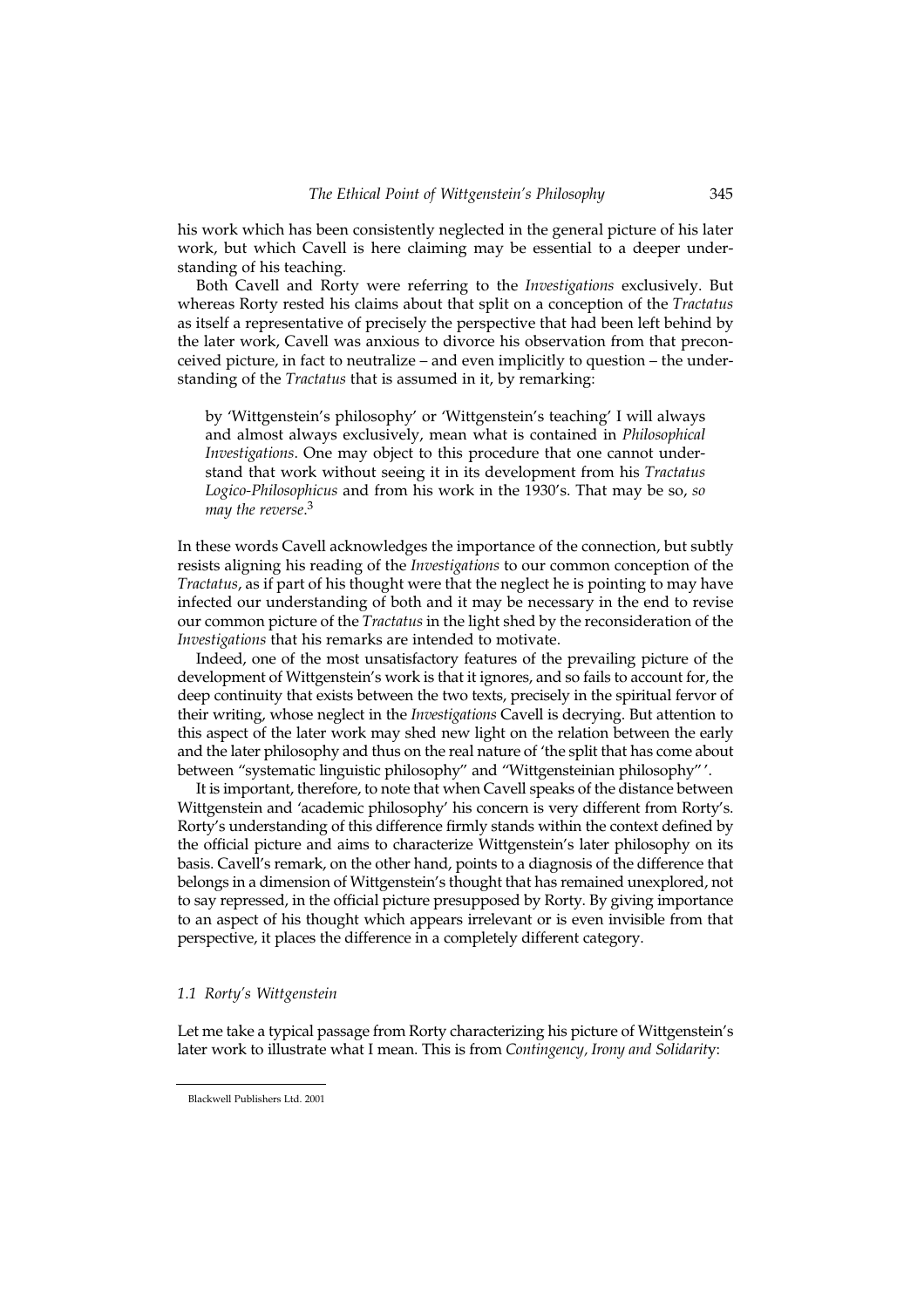his work which has been consistently neglected in the general picture of his later work, but which Cavell is here claiming may be essential to a deeper understanding of his teaching.

Both Cavell and Rorty were referring to the *Investigations* exclusively. But whereas Rorty rested his claims about that split on a conception of the *Tractatus* as itself a representative of precisely the perspective that had been left behind by the later work, Cavell was anxious to divorce his observation from that preconceived picture, in fact to neutralize – and even implicitly to question – the understanding of the *Tractatus* that is assumed in it, by remarking:

> by 'Wittgenstein's philosophy' or 'Wittgenstein's teaching' I will always and almost always exclusively, mean what is contained in *Philosophical Investigations*. One may object to this procedure that one cannot understand that work without seeing it in its development from his *Tractatus Logico-Philosophicus* and from his work in the 1930's. That may be so, *so may the reverse*.[3]

In these words Cavell acknowledges the importance of the connection, but subtly resists aligning his reading of the *Investigations* to our common conception of the *Tractatus*, as if part of his thought were that the neglect he is pointing to may have infected our understanding of both and it may be necessary in the end to revise our common picture of the *Tractatus* in the light shed by the reconsideration of the *Investigations* that his remarks are intended to motivate.

Indeed, one of the most unsatisfactory features of the prevailing picture of the development of Wittgenstein's work is that it ignores, and so fails to account for, the deep continuity that exists between the two texts, precisely in the spiritual fervor of their writing, whose neglect in the *Investigations* Cavell is decrying. But attention to this aspect of the later work may shed new light on the relation between the early and the later philosophy and thus on the real nature of 'the split that has come about between "systematic linguistic philosophy" and "Wittgensteinian philosophy" '.

It is important, therefore, to note that when Cavell speaks of the distance between Wittgenstein and 'academic philosophy' his concern is very different from Rorty's. Rorty's understanding of this difference firmly stands within the context defined by the official picture and aims to characterize Wittgenstein's later philosophy on its basis. Cavell's remark, on the other hand, points to a diagnosis of the difference that belongs in a dimension of Wittgenstein's thought that has remained unexplored, not to say repressed, in the official picture presupposed by Rorty. By giving importance to an aspect of his thought which appears irrelevant or is even invisible from that perspective, it places the difference in a completely different category.

### *1.1 Rorty's Wittgenstein*

Let me take a typical passage from Rorty characterizing his picture of Wittgenstein's later work to illustrate what I mean. This is from *Contingency, Irony and Solidarity*: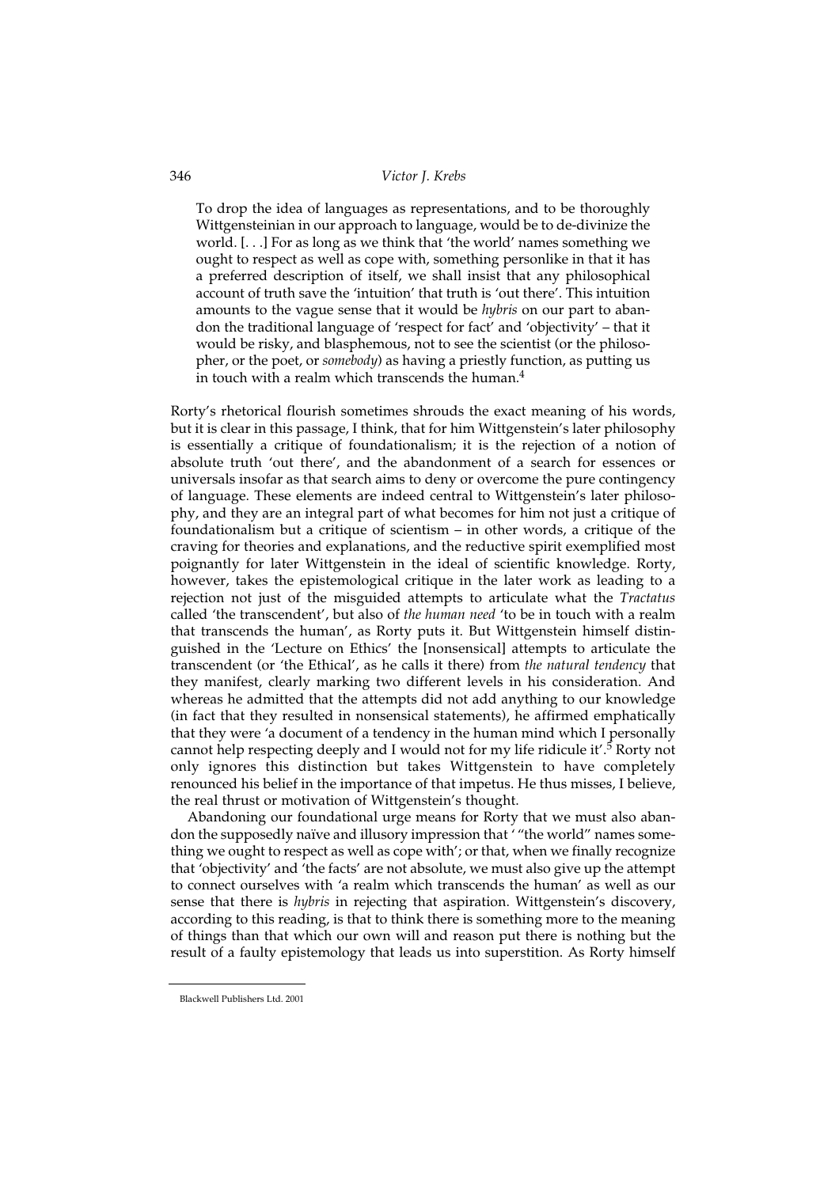> To drop the idea of languages as representations, and to be thoroughly Wittgensteinian in our approach to language, would be to de-divinize the world. [. . .] For as long as we think that 'the world' names something we ought to respect as well as cope with, something personlike in that it has a preferred description of itself, we shall insist that any philosophical account of truth save the 'intuition' that truth is 'out there'. This intuition amounts to the vague sense that it would be *hybris* on our part to abandon the traditional language of 'respect for fact' and 'objectivity' – that it would be risky, and blasphemous, not to see the scientist (or the philosopher, or the poet, or *somebody*) as having a priestly function, as putting us in touch with a realm which transcends the human.[4]

Rorty's rhetorical flourish sometimes shrouds the exact meaning of his words, but it is clear in this passage, I think, that for him Wittgenstein's later philosophy is essentially a critique of foundationalism; it is the rejection of a notion of absolute truth 'out there', and the abandonment of a search for essences or universals insofar as that search aims to deny or overcome the pure contingency of language. These elements are indeed central to Wittgenstein's later philosophy, and they are an integral part of what becomes for him not just a critique of foundationalism but a critique of scientism – in other words, a critique of the craving for theories and explanations, and the reductive spirit exemplified most poignantly for later Wittgenstein in the ideal of scientific knowledge. Rorty, however, takes the epistemological critique in the later work as leading to a rejection not just of the misguided attempts to articulate what the *Tractatus* called 'the transcendent', but also of *the human need* 'to be in touch with a realm that transcends the human', as Rorty puts it. But Wittgenstein himself distinguished in the 'Lecture on Ethics' the [nonsensical] attempts to articulate the transcendent (or 'the Ethical', as he calls it there) from *the natural tendency* that they manifest, clearly marking two different levels in his consideration. And whereas he admitted that the attempts did not add anything to our knowledge (in fact that they resulted in nonsensical statements), he affirmed emphatically that they were 'a document of a tendency in the human mind which I personally cannot help respecting deeply and I would not for my life ridicule it'.[5] Rorty not only ignores this distinction but takes Wittgenstein to have completely renounced his belief in the importance of that impetus. He thus misses, I believe, the real thrust or motivation of Wittgenstein's thought.

Abandoning our foundational urge means for Rorty that we must also abandon the supposedly naïve and illusory impression that ' "the world" names something we ought to respect as well as cope with'; or that, when we finally recognize that 'objectivity' and 'the facts' are not absolute, we must also give up the attempt to connect ourselves with 'a realm which transcends the human' as well as our sense that there is *hybris* in rejecting that aspiration. Wittgenstein's discovery, according to this reading, is that to think there is something more to the meaning of things than that which our own will and reason put there is nothing but the result of a faulty epistemology that leads us into superstition. As Rorty himself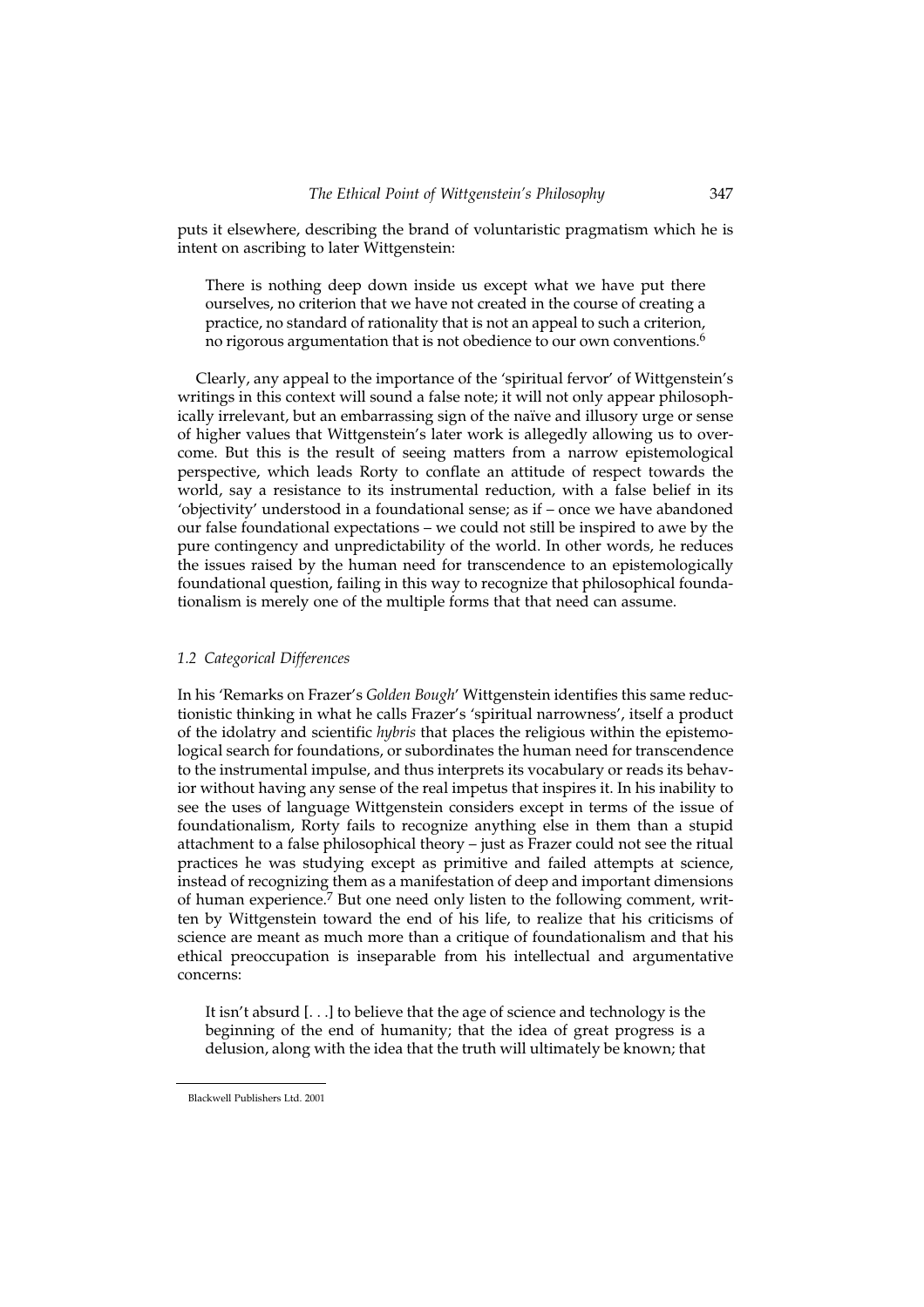puts it elsewhere, describing the brand of voluntaristic pragmatism which he is intent on ascribing to later Wittgenstein:

> There is nothing deep down inside us except what we have put there ourselves, no criterion that we have not created in the course of creating a practice, no standard of rationality that is not an appeal to such a criterion, no rigorous argumentation that is not obedience to our own conventions.[6]

Clearly, any appeal to the importance of the 'spiritual fervor' of Wittgenstein's writings in this context will sound a false note; it will not only appear philosophically irrelevant, but an embarrassing sign of the naïve and illusory urge or sense of higher values that Wittgenstein's later work is allegedly allowing us to overcome. But this is the result of seeing matters from a narrow epistemological perspective, which leads Rorty to conflate an attitude of respect towards the world, say a resistance to its instrumental reduction, with a false belief in its 'objectivity' understood in a foundational sense; as if – once we have abandoned our false foundational expectations – we could not still be inspired to awe by the pure contingency and unpredictability of the world. In other words, he reduces the issues raised by the human need for transcendence to an epistemologically foundational question, failing in this way to recognize that philosophical foundationalism is merely one of the multiple forms that that need can assume.

### *1.2 Categorical Differences*

In his 'Remarks on Frazer's *Golden Bough*' Wittgenstein identifies this same reductionistic thinking in what he calls Frazer's 'spiritual narrowness', itself a product of the idolatry and scientific *hybris* that places the religious within the epistemological search for foundations, or subordinates the human need for transcendence to the instrumental impulse, and thus interprets its vocabulary or reads its behavior without having any sense of the real impetus that inspires it. In his inability to see the uses of language Wittgenstein considers except in terms of the issue of foundationalism, Rorty fails to recognize anything else in them than a stupid attachment to a false philosophical theory – just as Frazer could not see the ritual practices he was studying except as primitive and failed attempts at science, instead of recognizing them as a manifestation of deep and important dimensions of human experience.[7] But one need only listen to the following comment, written by Wittgenstein toward the end of his life, to realize that his criticisms of science are meant as much more than a critique of foundationalism and that his ethical preoccupation is inseparable from his intellectual and argumentative concerns:

> It isn't absurd [. . .] to believe that the age of science and technology is the beginning of the end of humanity; that the idea of great progress is a delusion, along with the idea that the truth will ultimately be known; that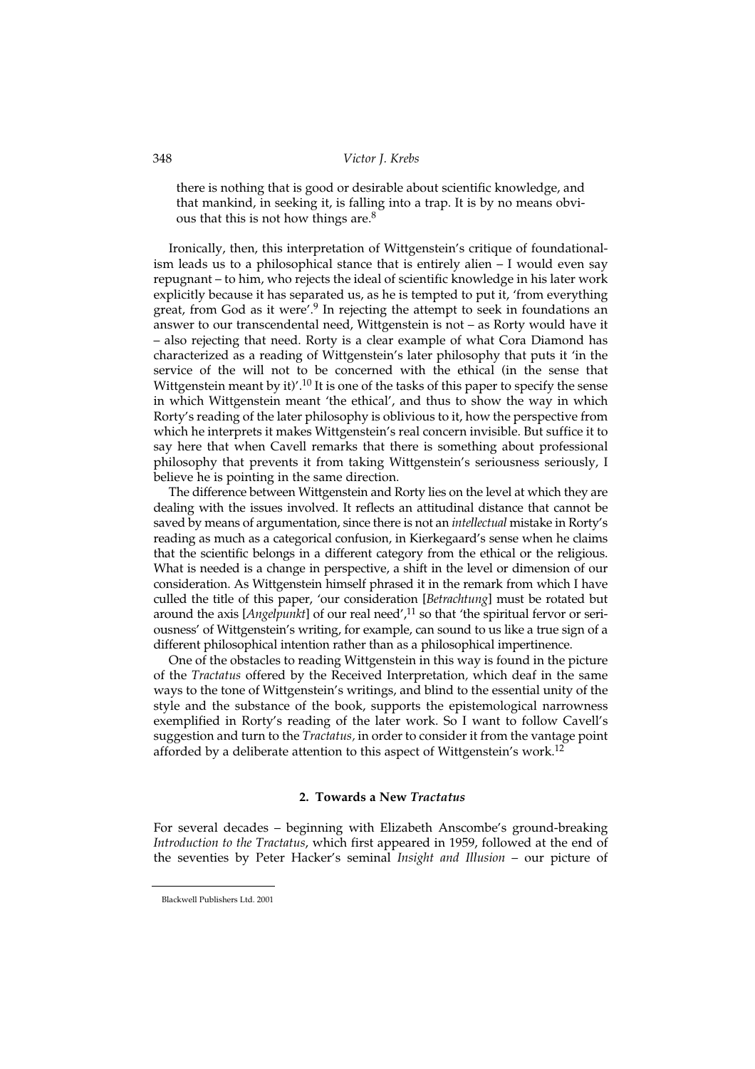there is nothing that is good or desirable about scientific knowledge, and that mankind, in seeking it, is falling into a trap. It is by no means obvious that this is not how things are.[8]

Ironically, then, this interpretation of Wittgenstein's critique of foundationalism leads us to a philosophical stance that is entirely alien – I would even say repugnant – to him, who rejects the ideal of scientific knowledge in his later work explicitly because it has separated us, as he is tempted to put it, 'from everything great, from God as it were'.[9] In rejecting the attempt to seek in foundations an answer to our transcendental need, Wittgenstein is not – as Rorty would have it – also rejecting that need. Rorty is a clear example of what Cora Diamond has characterized as a reading of Wittgenstein's later philosophy that puts it 'in the service of the will not to be concerned with the ethical (in the sense that Wittgenstein meant by it)'.[10] It is one of the tasks of this paper to specify the sense in which Wittgenstein meant 'the ethical', and thus to show the way in which Rorty's reading of the later philosophy is oblivious to it, how the perspective from which he interprets it makes Wittgenstein's real concern invisible. But suffice it to say here that when Cavell remarks that there is something about professional philosophy that prevents it from taking Wittgenstein's seriousness seriously, I believe he is pointing in the same direction.

The difference between Wittgenstein and Rorty lies on the level at which they are dealing with the issues involved. It reflects an attitudinal distance that cannot be saved by means of argumentation, since there is not an *intellectual* mistake in Rorty's reading as much as a categorical confusion, in Kierkegaard's sense when he claims that the scientific belongs in a different category from the ethical or the religious. What is needed is a change in perspective, a shift in the level or dimension of our consideration. As Wittgenstein himself phrased it in the remark from which I have culled the title of this paper, 'our consideration [*Betrachtung*] must be rotated but around the axis [*Angelpunkt*] of our real need',[11] so that 'the spiritual fervor or seriousness' of Wittgenstein's writing, for example, can sound to us like a true sign of a different philosophical intention rather than as a philosophical impertinence.

One of the obstacles to reading Wittgenstein in this way is found in the picture of the *Tractatus* offered by the Received Interpretation, which deaf in the same ways to the tone of Wittgenstein's writings, and blind to the essential unity of the style and the substance of the book, supports the epistemological narrowness exemplified in Rorty's reading of the later work. So I want to follow Cavell's suggestion and turn to the *Tractatus*, in order to consider it from the vantage point afforded by a deliberate attention to this aspect of Wittgenstein's work.[12]

## 2. Towards a New *Tractatus*

For several decades – beginning with Elizabeth Anscombe's ground-breaking *Introduction to the Tractatus*, which first appeared in 1959, followed at the end of the seventies by Peter Hacker's seminal *Insight and Illusion* – our picture of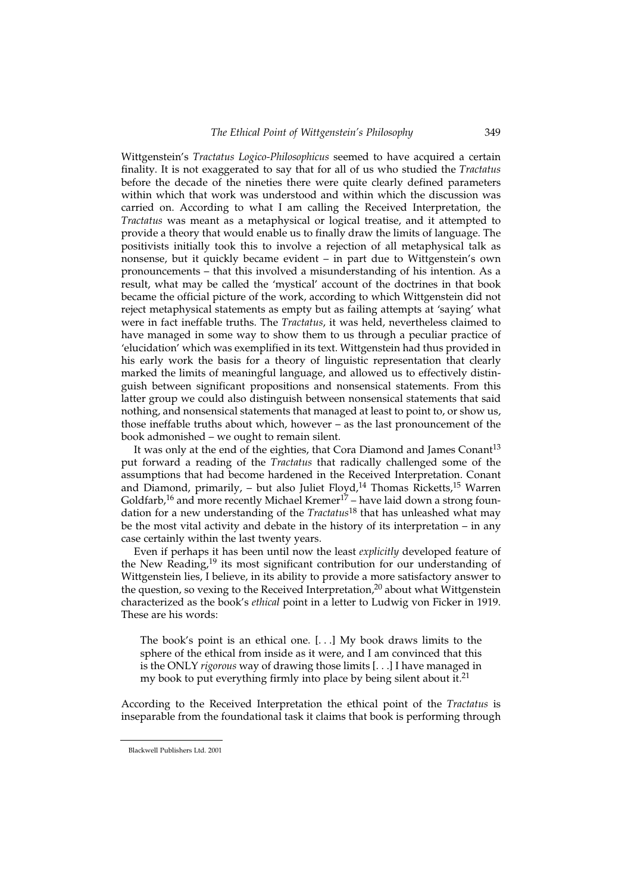Wittgenstein's *Tractatus Logico-Philosophicus* seemed to have acquired a certain finality. It is not exaggerated to say that for all of us who studied the *Tractatus* before the decade of the nineties there were quite clearly defined parameters within which that work was understood and within which the discussion was carried on. According to what I am calling the Received Interpretation, the *Tractatus* was meant as a metaphysical or logical treatise, and it attempted to provide a theory that would enable us to finally draw the limits of language. The positivists initially took this to involve a rejection of all metaphysical talk as nonsense, but it quickly became evident – in part due to Wittgenstein's own pronouncements – that this involved a misunderstanding of his intention. As a result, what may be called the 'mystical' account of the doctrines in that book became the official picture of the work, according to which Wittgenstein did not reject metaphysical statements as empty but as failing attempts at 'saying' what were in fact ineffable truths. The *Tractatus*, it was held, nevertheless claimed to have managed in some way to show them to us through a peculiar practice of 'elucidation' which was exemplified in its text. Wittgenstein had thus provided in his early work the basis for a theory of linguistic representation that clearly marked the limits of meaningful language, and allowed us to effectively distinguish between significant propositions and nonsensical statements. From this latter group we could also distinguish between nonsensical statements that said nothing, and nonsensical statements that managed at least to point to, or show us, those ineffable truths about which, however – as the last pronouncement of the book admonished – we ought to remain silent.

It was only at the end of the eighties, that Cora Diamond and James Conant[13] put forward a reading of the *Tractatus* that radically challenged some of the assumptions that had become hardened in the Received Interpretation. Conant and Diamond, primarily, – but also Juliet Floyd,[14] Thomas Ricketts,[15] Warren Goldfarb,[16] and more recently Michael Kremer[17] – have laid down a strong foundation for a new understanding of the *Tractatus*[18] that has unleashed what may be the most vital activity and debate in the history of its interpretation – in any case certainly within the last twenty years.

Even if perhaps it has been until now the least *explicitly* developed feature of the New Reading,[19] its most significant contribution for our understanding of Wittgenstein lies, I believe, in its ability to provide a more satisfactory answer to the question, so vexing to the Received Interpretation,[20] about what Wittgenstein characterized as the book's *ethical* point in a letter to Ludwig von Ficker in 1919. These are his words:

> The book's point is an ethical one. [. . .] My book draws limits to the sphere of the ethical from inside as it were, and I am convinced that this is the ONLY *rigorous* way of drawing those limits [. . .] I have managed in my book to put everything firmly into place by being silent about it.[21]

According to the Received Interpretation the ethical point of the *Tractatus* is inseparable from the foundational task it claims that book is performing through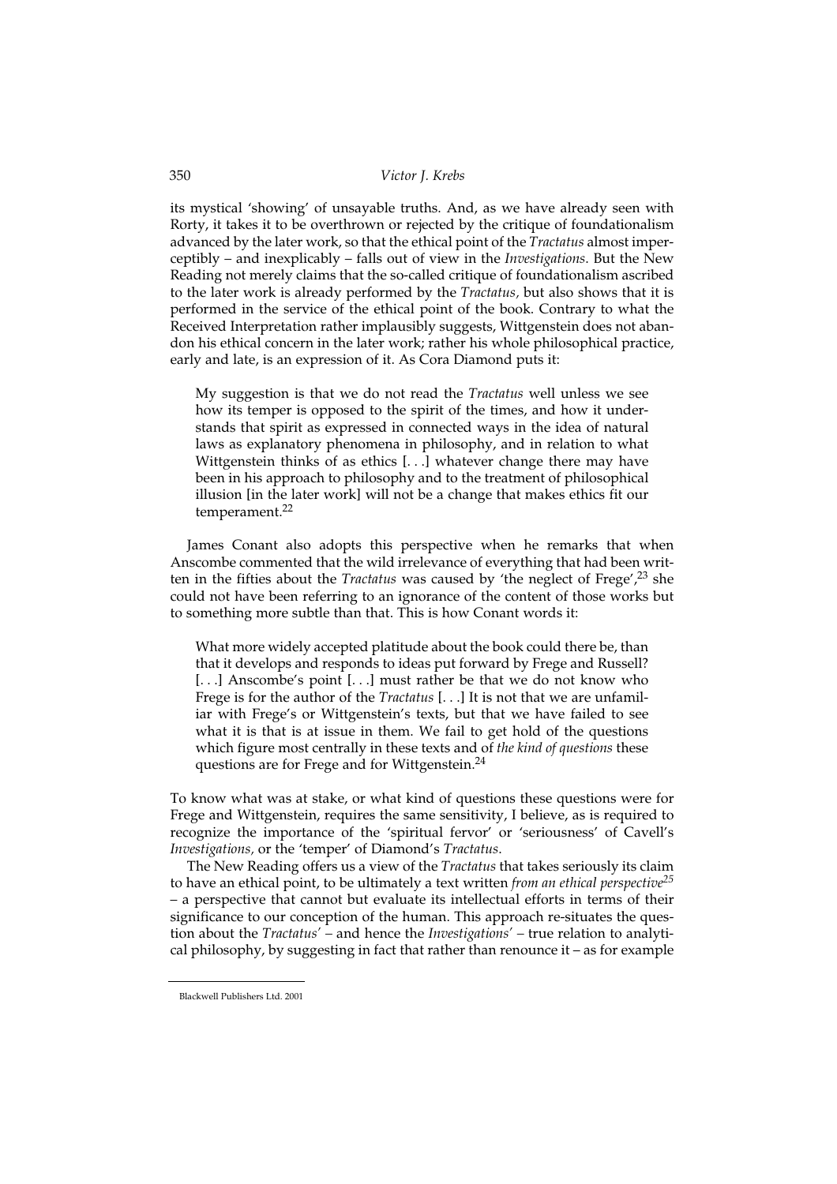its mystical 'showing' of unsayable truths. And, as we have already seen with Rorty, it takes it to be overthrown or rejected by the critique of foundationalism advanced by the later work, so that the ethical point of the *Tractatus* almost imperceptibly – and inexplicably – falls out of view in the *Investigations*. But the New Reading not merely claims that the so-called critique of foundationalism ascribed to the later work is already performed by the *Tractatus,* but also shows that it is performed in the service of the ethical point of the book. Contrary to what the Received Interpretation rather implausibly suggests, Wittgenstein does not abandon his ethical concern in the later work; rather his whole philosophical practice, early and late, is an expression of it. As Cora Diamond puts it:

> My suggestion is that we do not read the *Tractatus* well unless we see how its temper is opposed to the spirit of the times, and how it understands that spirit as expressed in connected ways in the idea of natural laws as explanatory phenomena in philosophy, and in relation to what Wittgenstein thinks of as ethics [. . .] whatever change there may have been in his approach to philosophy and to the treatment of philosophical illusion [in the later work] will not be a change that makes ethics fit our temperament.[22]

James Conant also adopts this perspective when he remarks that when Anscombe commented that the wild irrelevance of everything that had been written in the fifties about the *Tractatus* was caused by 'the neglect of Frege',[23] she could not have been referring to an ignorance of the content of those works but to something more subtle than that. This is how Conant words it:

> What more widely accepted platitude about the book could there be, than that it develops and responds to ideas put forward by Frege and Russell? [. . .] Anscombe's point [. . .] must rather be that we do not know who Frege is for the author of the *Tractatus* [. . .] It is not that we are unfamiliar with Frege's or Wittgenstein's texts, but that we have failed to see what it is that is at issue in them. We fail to get hold of the questions which figure most centrally in these texts and of *the kind of questions* these questions are for Frege and for Wittgenstein.[24]

To know what was at stake, or what kind of questions these questions were for Frege and Wittgenstein, requires the same sensitivity, I believe, as is required to recognize the importance of the 'spiritual fervor' or 'seriousness' of Cavell's *Investigations,* or the 'temper' of Diamond's *Tractatus.*

The New Reading offers us a view of the *Tractatus* that takes seriously its claim to have an ethical point, to be ultimately a text written *from an ethical perspective*[25] – a perspective that cannot but evaluate its intellectual efforts in terms of their significance to our conception of the human. This approach re-situates the question about the *Tractatus'* – and hence the *Investigations'* – true relation to analytical philosophy, by suggesting in fact that rather than renounce it – as for example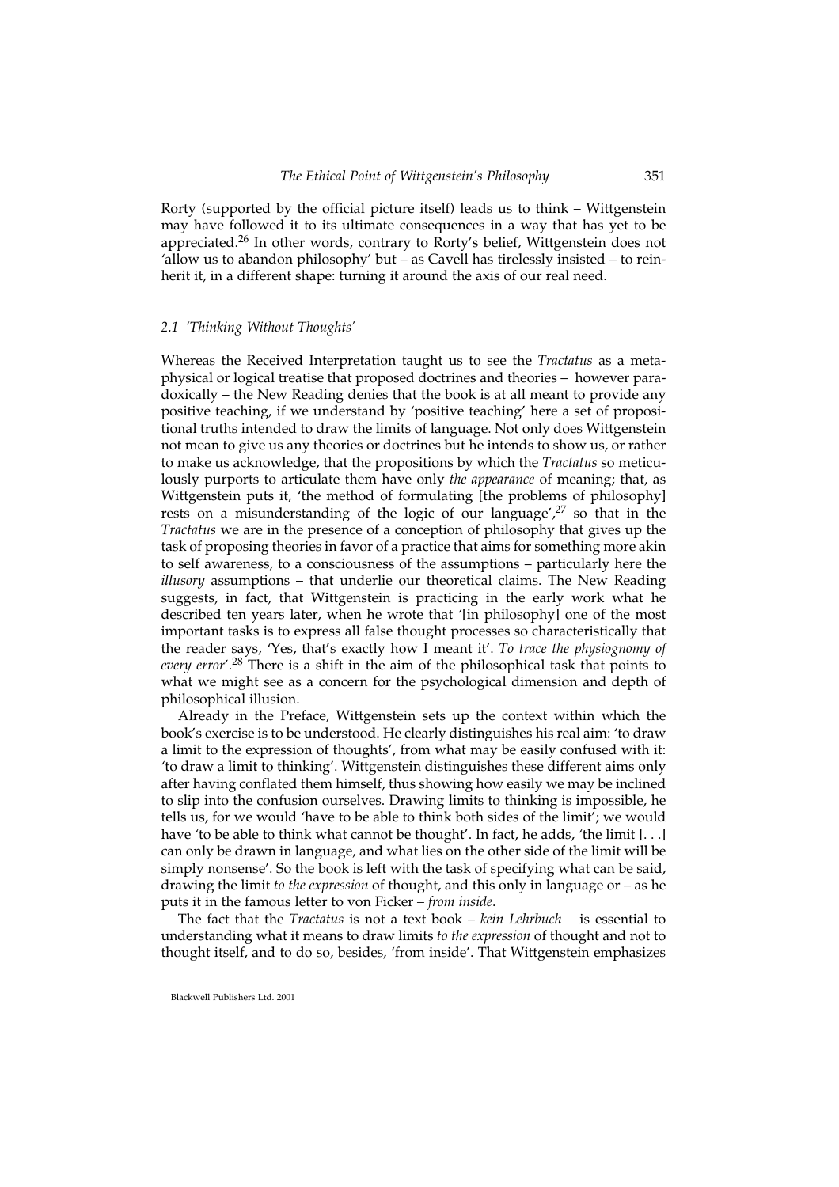Rorty (supported by the official picture itself) leads us to think – Wittgenstein may have followed it to its ultimate consequences in a way that has yet to be appreciated.[26] In other words, contrary to Rorty's belief, Wittgenstein does not 'allow us to abandon philosophy' but – as Cavell has tirelessly insisted – to reinherit it, in a different shape: turning it around the axis of our real need.

### *2.1 'Thinking Without Thoughts'*

Whereas the Received Interpretation taught us to see the *Tractatus* as a metaphysical or logical treatise that proposed doctrines and theories – however paradoxically – the New Reading denies that the book is at all meant to provide any positive teaching, if we understand by 'positive teaching' here a set of propositional truths intended to draw the limits of language. Not only does Wittgenstein not mean to give us any theories or doctrines but he intends to show us, or rather to make us acknowledge, that the propositions by which the *Tractatus* so meticulously purports to articulate them have only *the appearance* of meaning; that, as Wittgenstein puts it, 'the method of formulating [the problems of philosophy] rests on a misunderstanding of the logic of our language',[27] so that in the *Tractatus* we are in the presence of a conception of philosophy that gives up the task of proposing theories in favor of a practice that aims for something more akin to self awareness, to a consciousness of the assumptions – particularly here the *illusory* assumptions – that underlie our theoretical claims. The New Reading suggests, in fact, that Wittgenstein is practicing in the early work what he described ten years later, when he wrote that '[in philosophy] one of the most important tasks is to express all false thought processes so characteristically that the reader says, 'Yes, that's exactly how I meant it'. *To trace the physiognomy of every error*'.[28] There is a shift in the aim of the philosophical task that points to what we might see as a concern for the psychological dimension and depth of philosophical illusion.

Already in the Preface, Wittgenstein sets up the context within which the book's exercise is to be understood. He clearly distinguishes his real aim: 'to draw a limit to the expression of thoughts', from what may be easily confused with it: 'to draw a limit to thinking'. Wittgenstein distinguishes these different aims only after having conflated them himself, thus showing how easily we may be inclined to slip into the confusion ourselves. Drawing limits to thinking is impossible, he tells us, for we would 'have to be able to think both sides of the limit'; we would have 'to be able to think what cannot be thought'. In fact, he adds, 'the limit [. . .] can only be drawn in language, and what lies on the other side of the limit will be simply nonsense'. So the book is left with the task of specifying what can be said, drawing the limit *to the expression* of thought, and this only in language or – as he puts it in the famous letter to von Ficker – *from inside*.

The fact that the *Tractatus* is not a text book – *kein Lehrbuch* – is essential to understanding what it means to draw limits *to the expression* of thought and not to thought itself, and to do so, besides, 'from inside'. That Wittgenstein emphasizes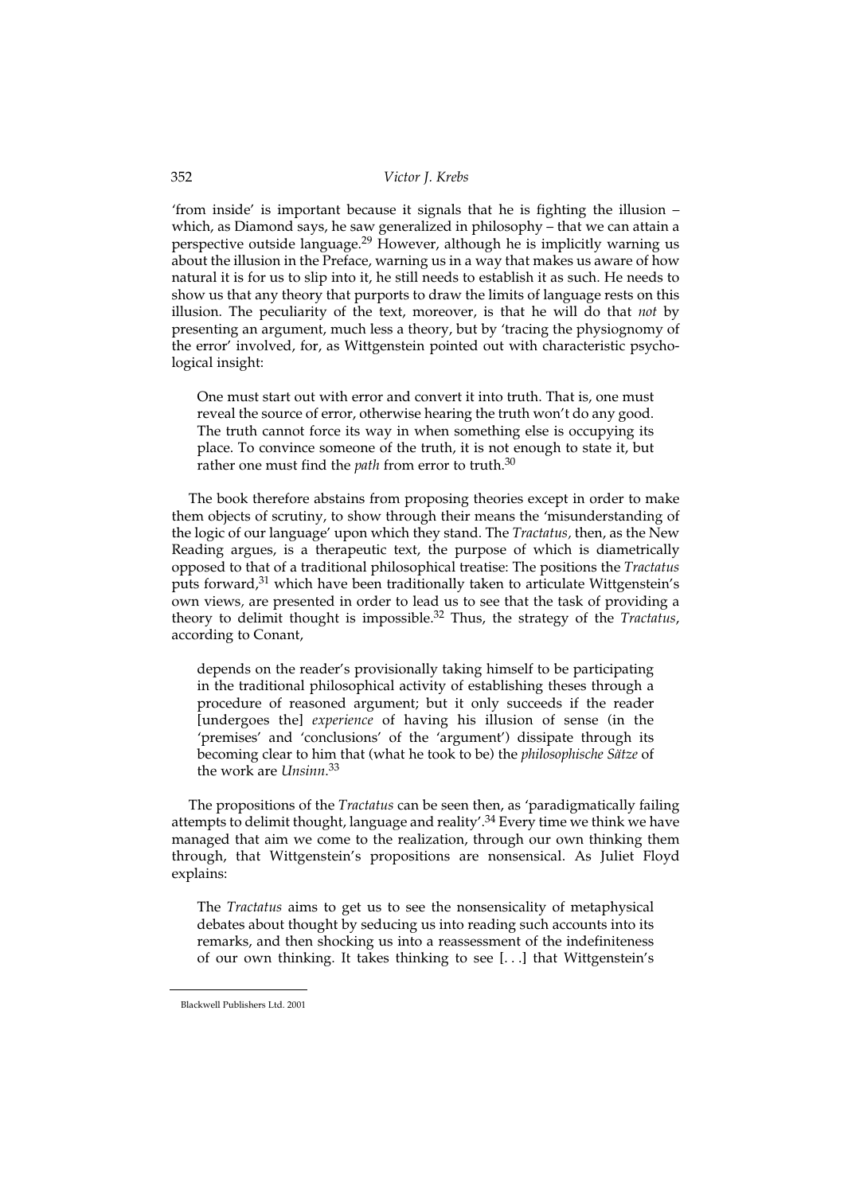'from inside' is important because it signals that he is fighting the illusion – which, as Diamond says, he saw generalized in philosophy – that we can attain a perspective outside language.[29] However, although he is implicitly warning us about the illusion in the Preface, warning us in a way that makes us aware of how natural it is for us to slip into it, he still needs to establish it as such. He needs to show us that any theory that purports to draw the limits of language rests on this illusion. The peculiarity of the text, moreover, is that he will do that *not* by presenting an argument, much less a theory, but by 'tracing the physiognomy of the error' involved, for, as Wittgenstein pointed out with characteristic psychological insight:

> One must start out with error and convert it into truth. That is, one must reveal the source of error, otherwise hearing the truth won't do any good. The truth cannot force its way in when something else is occupying its place. To convince someone of the truth, it is not enough to state it, but rather one must find the *path* from error to truth.[30]

The book therefore abstains from proposing theories except in order to make them objects of scrutiny, to show through their means the 'misunderstanding of the logic of our language' upon which they stand. The *Tractatus*, then, as the New Reading argues, is a therapeutic text, the purpose of which is diametrically opposed to that of a traditional philosophical treatise: The positions the *Tractatus* puts forward,[31] which have been traditionally taken to articulate Wittgenstein's own views, are presented in order to lead us to see that the task of providing a theory to delimit thought is impossible.[32] Thus, the strategy of the *Tractatus*, according to Conant,

> depends on the reader's provisionally taking himself to be participating in the traditional philosophical activity of establishing theses through a procedure of reasoned argument; but it only succeeds if the reader [undergoes the] *experience* of having his illusion of sense (in the 'premises' and 'conclusions' of the 'argument') dissipate through its becoming clear to him that (what he took to be) the *philosophische Sätze* of the work are *Unsinn*.[33]

The propositions of the *Tractatus* can be seen then, as 'paradigmatically failing attempts to delimit thought, language and reality'.[34] Every time we think we have managed that aim we come to the realization, through our own thinking them through, that Wittgenstein's propositions are nonsensical. As Juliet Floyd explains:

> The *Tractatus* aims to get us to see the nonsensicality of metaphysical debates about thought by seducing us into reading such accounts into its remarks, and then shocking us into a reassessment of the indefiniteness of our own thinking. It takes thinking to see [. . .] that Wittgenstein's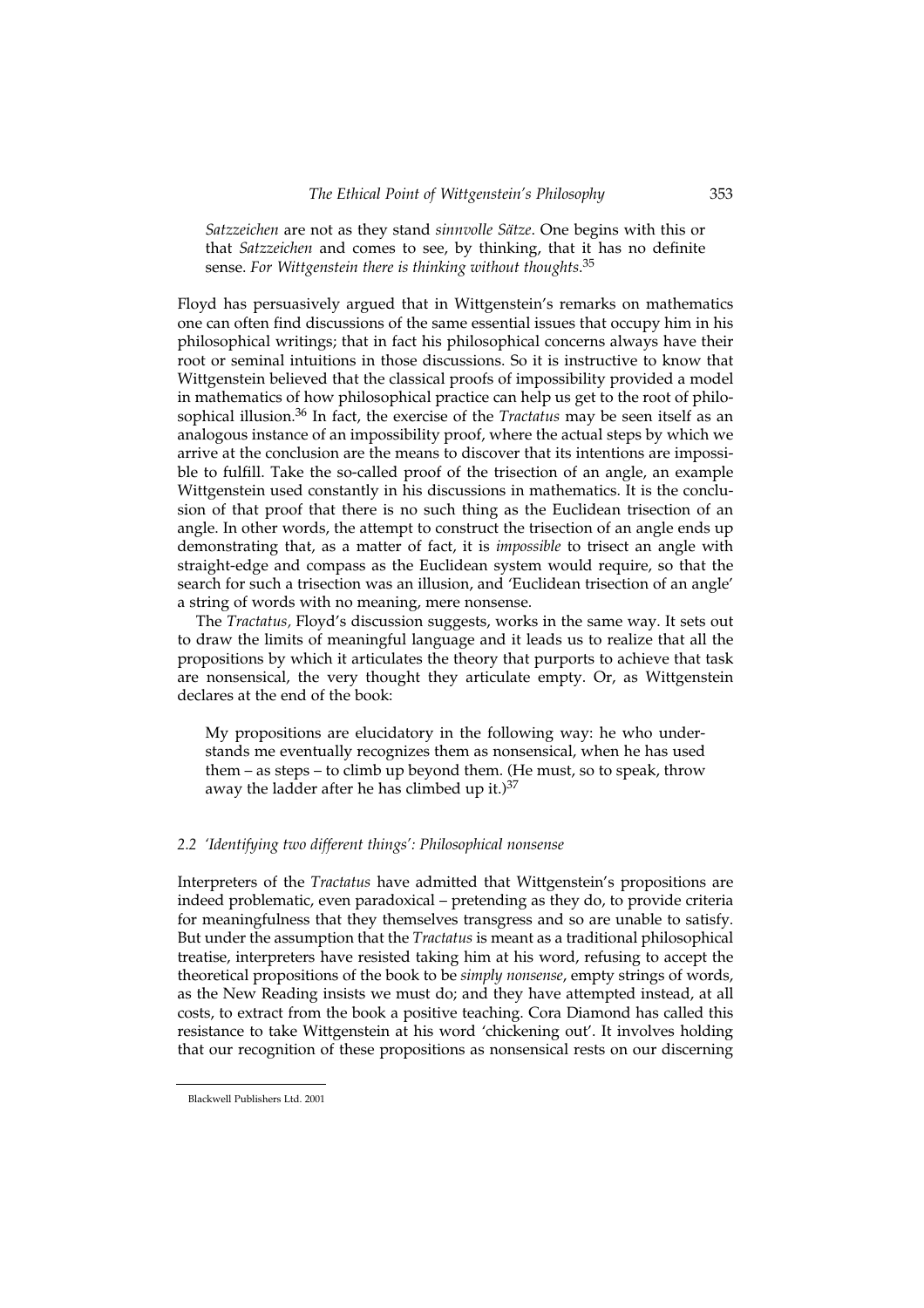> *Satzzeichen* are not as they stand *sinnvolle Sätze*. One begins with this or that *Satzzeichen* and comes to see, by thinking, that it has no definite sense. *For Wittgenstein there is thinking without thoughts*.[35]

Floyd has persuasively argued that in Wittgenstein's remarks on mathematics one can often find discussions of the same essential issues that occupy him in his philosophical writings; that in fact his philosophical concerns always have their root or seminal intuitions in those discussions. So it is instructive to know that Wittgenstein believed that the classical proofs of impossibility provided a model in mathematics of how philosophical practice can help us get to the root of philosophical illusion.[36] In fact, the exercise of the *Tractatus* may be seen itself as an analogous instance of an impossibility proof, where the actual steps by which we arrive at the conclusion are the means to discover that its intentions are impossible to fulfill. Take the so-called proof of the trisection of an angle, an example Wittgenstein used constantly in his discussions in mathematics. It is the conclusion of that proof that there is no such thing as the Euclidean trisection of an angle. In other words, the attempt to construct the trisection of an angle ends up demonstrating that, as a matter of fact, it is *impossible* to trisect an angle with straight-edge and compass as the Euclidean system would require, so that the search for such a trisection was an illusion, and 'Euclidean trisection of an angle' a string of words with no meaning, mere nonsense.

The *Tractatus,* Floyd's discussion suggests, works in the same way. It sets out to draw the limits of meaningful language and it leads us to realize that all the propositions by which it articulates the theory that purports to achieve that task are nonsensical, the very thought they articulate empty. Or, as Wittgenstein declares at the end of the book:

> My propositions are elucidatory in the following way: he who understands me eventually recognizes them as nonsensical, when he has used them – as steps – to climb up beyond them. (He must, so to speak, throw away the ladder after he has climbed up it.)[37]

### *2.2 'Identifying two different things': Philosophical nonsense*

Interpreters of the *Tractatus* have admitted that Wittgenstein's propositions are indeed problematic, even paradoxical – pretending as they do, to provide criteria for meaningfulness that they themselves transgress and so are unable to satisfy. But under the assumption that the *Tractatus* is meant as a traditional philosophical treatise, interpreters have resisted taking him at his word, refusing to accept the theoretical propositions of the book to be *simply nonsense*, empty strings of words, as the New Reading insists we must do; and they have attempted instead, at all costs, to extract from the book a positive teaching. Cora Diamond has called this resistance to take Wittgenstein at his word 'chickening out'. It involves holding that our recognition of these propositions as nonsensical rests on our discerning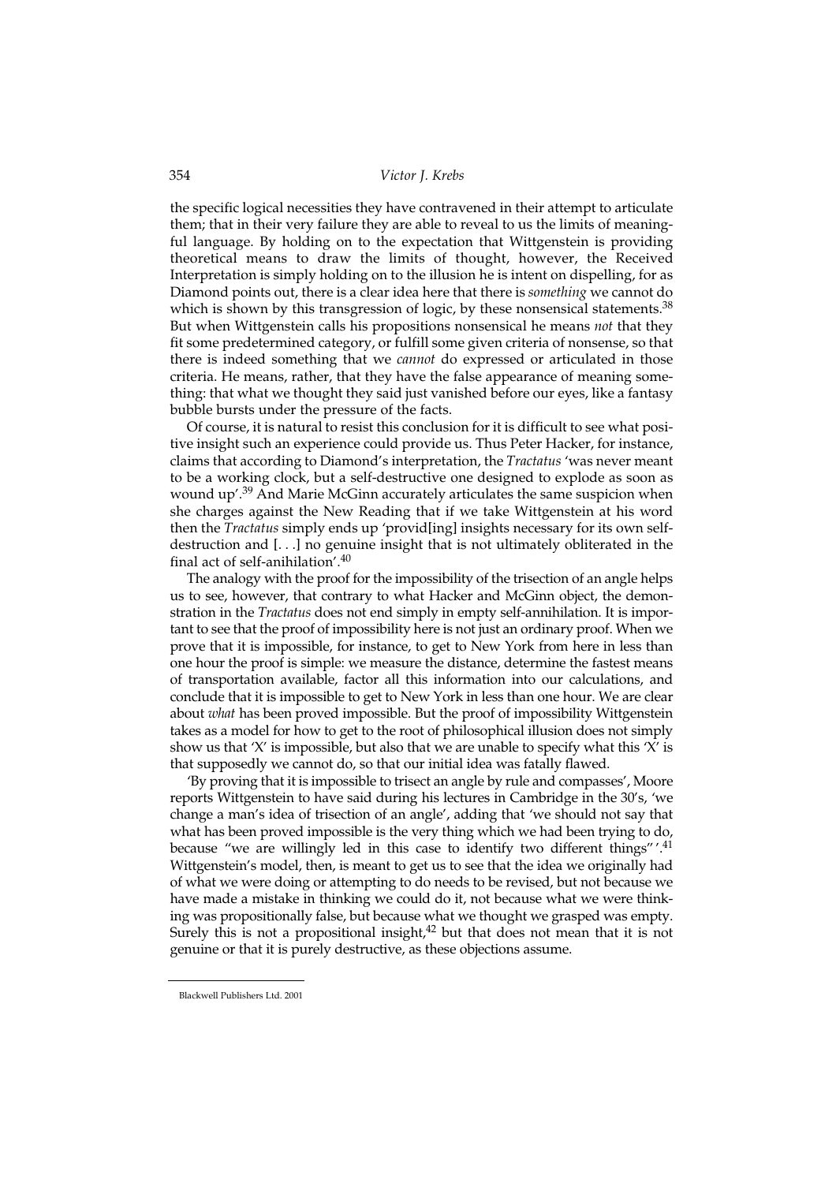the specific logical necessities they have contravened in their attempt to articulate them; that in their very failure they are able to reveal to us the limits of meaningful language. By holding on to the expectation that Wittgenstein is providing theoretical means to draw the limits of thought, however, the Received Interpretation is simply holding on to the illusion he is intent on dispelling, for as Diamond points out, there is a clear idea here that there is *something* we cannot do which is shown by this transgression of logic, by these nonsensical statements.[38] But when Wittgenstein calls his propositions nonsensical he means *not* that they fit some predetermined category, or fulfill some given criteria of nonsense, so that there is indeed something that we *cannot* do expressed or articulated in those criteria. He means, rather, that they have the false appearance of meaning something: that what we thought they said just vanished before our eyes, like a fantasy bubble bursts under the pressure of the facts.

Of course, it is natural to resist this conclusion for it is difficult to see what positive insight such an experience could provide us. Thus Peter Hacker, for instance, claims that according to Diamond's interpretation, the *Tractatus* 'was never meant to be a working clock, but a self-destructive one designed to explode as soon as wound up'.[39] And Marie McGinn accurately articulates the same suspicion when she charges against the New Reading that if we take Wittgenstein at his word then the *Tractatus* simply ends up 'provid[ing] insights necessary for its own self-destruction and [. . .] no genuine insight that is not ultimately obliterated in the final act of self-anihilation'.[40]

The analogy with the proof for the impossibility of the trisection of an angle helps us to see, however, that contrary to what Hacker and McGinn object, the demonstration in the *Tractatus* does not end simply in empty self-annihilation. It is important to see that the proof of impossibility here is not just an ordinary proof. When we prove that it is impossible, for instance, to get to New York from here in less than one hour the proof is simple: we measure the distance, determine the fastest means of transportation available, factor all this information into our calculations, and conclude that it is impossible to get to New York in less than one hour. We are clear about *what* has been proved impossible. But the proof of impossibility Wittgenstein takes as a model for how to get to the root of philosophical illusion does not simply show us that 'X' is impossible, but also that we are unable to specify what this 'X' is that supposedly we cannot do, so that our initial idea was fatally flawed.

'By proving that it is impossible to trisect an angle by rule and compasses', Moore reports Wittgenstein to have said during his lectures in Cambridge in the 30's, 'we change a man's idea of trisection of an angle', adding that 'we should not say that what has been proved impossible is the very thing which we had been trying to do, because "we are willingly led in this case to identify two different things"'.[41] Wittgenstein's model, then, is meant to get us to see that the idea we originally had of what we were doing or attempting to do needs to be revised, but not because we have made a mistake in thinking we could do it, not because what we were thinking was propositionally false, but because what we thought we grasped was empty. Surely this is not a propositional insight,[42] but that does not mean that it is not genuine or that it is purely destructive, as these objections assume.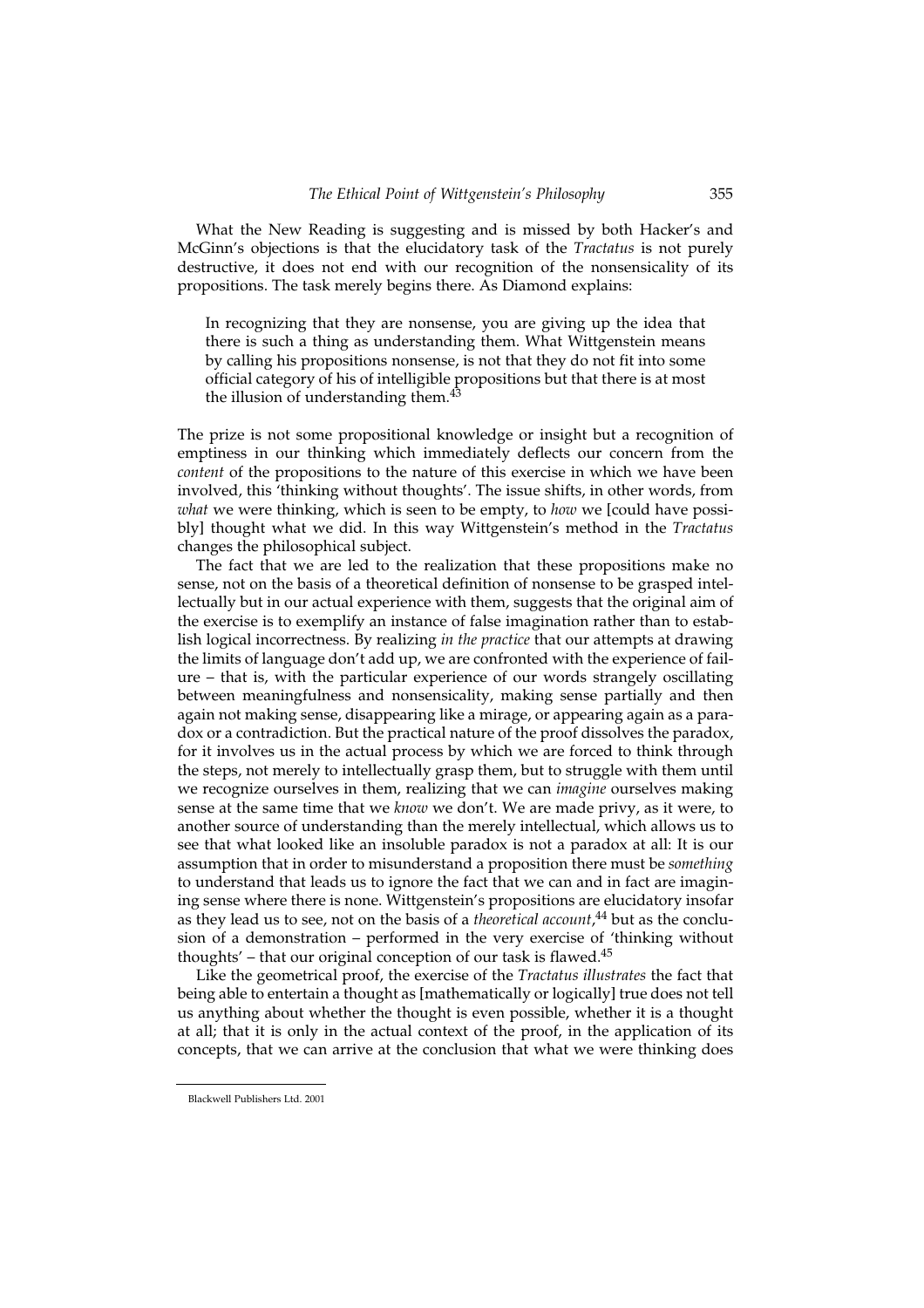What the New Reading is suggesting and is missed by both Hacker's and McGinn's objections is that the elucidatory task of the *Tractatus* is not purely destructive, it does not end with our recognition of the nonsensicality of its propositions. The task merely begins there. As Diamond explains:

> In recognizing that they are nonsense, you are giving up the idea that there is such a thing as understanding them. What Wittgenstein means by calling his propositions nonsense, is not that they do not fit into some official category of his of intelligible propositions but that there is at most the illusion of understanding them.[43]

The prize is not some propositional knowledge or insight but a recognition of emptiness in our thinking which immediately deflects our concern from the *content* of the propositions to the nature of this exercise in which we have been involved, this 'thinking without thoughts'. The issue shifts, in other words, from *what* we were thinking, which is seen to be empty, to *how* we [could have possibly] thought what we did. In this way Wittgenstein's method in the *Tractatus* changes the philosophical subject.

The fact that we are led to the realization that these propositions make no sense, not on the basis of a theoretical definition of nonsense to be grasped intellectually but in our actual experience with them, suggests that the original aim of the exercise is to exemplify an instance of false imagination rather than to establish logical incorrectness. By realizing *in the practice* that our attempts at drawing the limits of language don't add up, we are confronted with the experience of failure – that is, with the particular experience of our words strangely oscillating between meaningfulness and nonsensicality, making sense partially and then again not making sense, disappearing like a mirage, or appearing again as a paradox or a contradiction. But the practical nature of the proof dissolves the paradox, for it involves us in the actual process by which we are forced to think through the steps, not merely to intellectually grasp them, but to struggle with them until we recognize ourselves in them, realizing that we can *imagine* ourselves making sense at the same time that we *know* we don't. We are made privy, as it were, to another source of understanding than the merely intellectual, which allows us to see that what looked like an insoluble paradox is not a paradox at all: It is our assumption that in order to misunderstand a proposition there must be *something* to understand that leads us to ignore the fact that we can and in fact are imagining sense where there is none. Wittgenstein's propositions are elucidatory insofar as they lead us to see, not on the basis of a *theoretical account*,[44] but as the conclusion of a demonstration – performed in the very exercise of 'thinking without thoughts' – that our original conception of our task is flawed.[45]

Like the geometrical proof, the exercise of the *Tractatus illustrates* the fact that being able to entertain a thought as [mathematically or logically] true does not tell us anything about whether the thought is even possible, whether it is a thought at all; that it is only in the actual context of the proof, in the application of its concepts, that we can arrive at the conclusion that what we were thinking does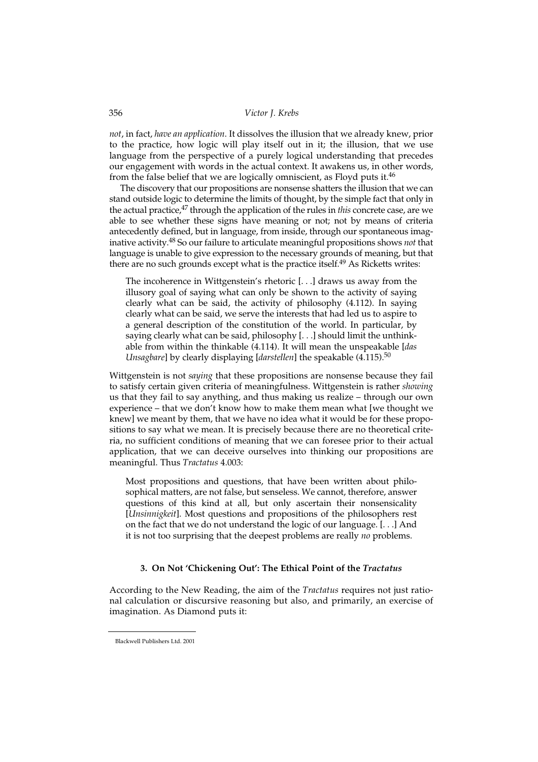*not*, in fact, *have an application*. It dissolves the illusion that we already knew, prior to the practice, how logic will play itself out in it; the illusion, that we use language from the perspective of a purely logical understanding that precedes our engagement with words in the actual context. It awakens us, in other words, from the false belief that we are logically omniscient, as Floyd puts it.[46]

The discovery that our propositions are nonsense shatters the illusion that we can stand outside logic to determine the limits of thought, by the simple fact that only in the actual practice,[47] through the application of the rules in *this* concrete case, are we able to see whether these signs have meaning or not; not by means of criteria antecedently defined, but in language, from inside, through our spontaneous imaginative activity.[48] So our failure to articulate meaningful propositions shows *not* that language is unable to give expression to the necessary grounds of meaning, but that there are no such grounds except what is the practice itself.[49] As Ricketts writes:

> The incoherence in Wittgenstein's rhetoric [. . .] draws us away from the illusory goal of saying what can only be shown to the activity of saying clearly what can be said, the activity of philosophy (4.112). In saying clearly what can be said, we serve the interests that had led us to aspire to a general description of the constitution of the world. In particular, by saying clearly what can be said, philosophy [. . .] should limit the unthinkable from within the thinkable (4.114). It will mean the unspeakable [*das Unsagbare*] by clearly displaying [*darstellen*] the speakable (4.115).[50]

Wittgenstein is not *saying* that these propositions are nonsense because they fail to satisfy certain given criteria of meaningfulness. Wittgenstein is rather *showing* us that they fail to say anything, and thus making us realize – through our own experience – that we don't know how to make them mean what [we thought we knew] we meant by them, that we have no idea what it would be for these propositions to say what we mean. It is precisely because there are no theoretical criteria, no sufficient conditions of meaning that we can foresee prior to their actual application, that we can deceive ourselves into thinking our propositions are meaningful. Thus *Tractatus* 4.003:

> Most propositions and questions, that have been written about philosophical matters, are not false, but senseless. We cannot, therefore, answer questions of this kind at all, but only ascertain their nonsensicality [*Unsinnigkeit*]. Most questions and propositions of the philosophers rest on the fact that we do not understand the logic of our language. [. . .] And it is not too surprising that the deepest problems are really *no* problems.

### 3. On Not 'Chickening Out': The Ethical Point of the *Tractatus*

According to the New Reading, the aim of the *Tractatus* requires not just rational calculation or discursive reasoning but also, and primarily, an exercise of imagination. As Diamond puts it: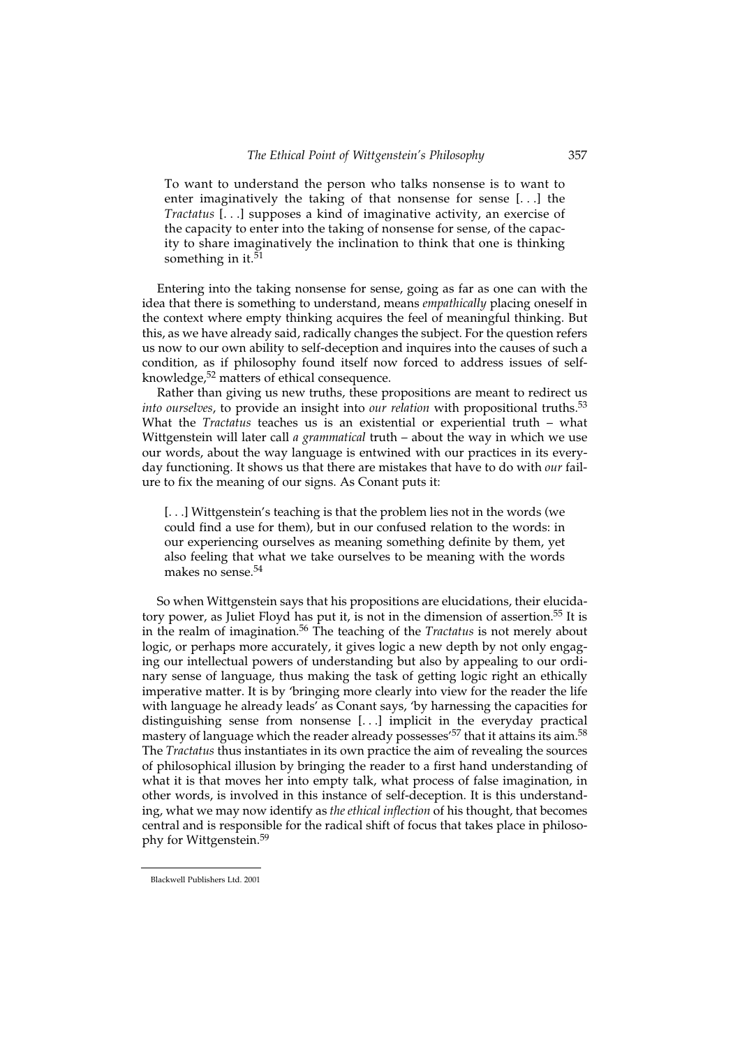> To want to understand the person who talks nonsense is to want to enter imaginatively the taking of that nonsense for sense [. . .] the *Tractatus* [. . .] supposes a kind of imaginative activity, an exercise of the capacity to enter into the taking of nonsense for sense, of the capacity to share imaginatively the inclination to think that one is thinking something in it.[51]

Entering into the taking nonsense for sense, going as far as one can with the idea that there is something to understand, means *empathically* placing oneself in the context where empty thinking acquires the feel of meaningful thinking. But this, as we have already said, radically changes the subject. For the question refers us now to our own ability to self-deception and inquires into the causes of such a condition, as if philosophy found itself now forced to address issues of self-knowledge,[52] matters of ethical consequence.

Rather than giving us new truths, these propositions are meant to redirect us *into ourselves*, to provide an insight into *our relation* with propositional truths.[53] What the *Tractatus* teaches us is an existential or experiential truth – what Wittgenstein will later call *a grammatical* truth – about the way in which we use our words, about the way language is entwined with our practices in its everyday functioning. It shows us that there are mistakes that have to do with *our* failure to fix the meaning of our signs. As Conant puts it:

> [. . .] Wittgenstein's teaching is that the problem lies not in the words (we could find a use for them), but in our confused relation to the words: in our experiencing ourselves as meaning something definite by them, yet also feeling that what we take ourselves to be meaning with the words makes no sense.[54]

So when Wittgenstein says that his propositions are elucidations, their elucidatory power, as Juliet Floyd has put it, is not in the dimension of assertion.[55] It is in the realm of imagination.[56] The teaching of the *Tractatus* is not merely about logic, or perhaps more accurately, it gives logic a new depth by not only engaging our intellectual powers of understanding but also by appealing to our ordinary sense of language, thus making the task of getting logic right an ethically imperative matter. It is by 'bringing more clearly into view for the reader the life with language he already leads' as Conant says, 'by harnessing the capacities for distinguishing sense from nonsense [. . .] implicit in the everyday practical mastery of language which the reader already possesses'[57] that it attains its aim.[58] The *Tractatus* thus instantiates in its own practice the aim of revealing the sources of philosophical illusion by bringing the reader to a first hand understanding of what it is that moves her into empty talk, what process of false imagination, in other words, is involved in this instance of self-deception. It is this understanding, what we may now identify as *the ethical inflection* of his thought, that becomes central and is responsible for the radical shift of focus that takes place in philosophy for Wittgenstein.[59]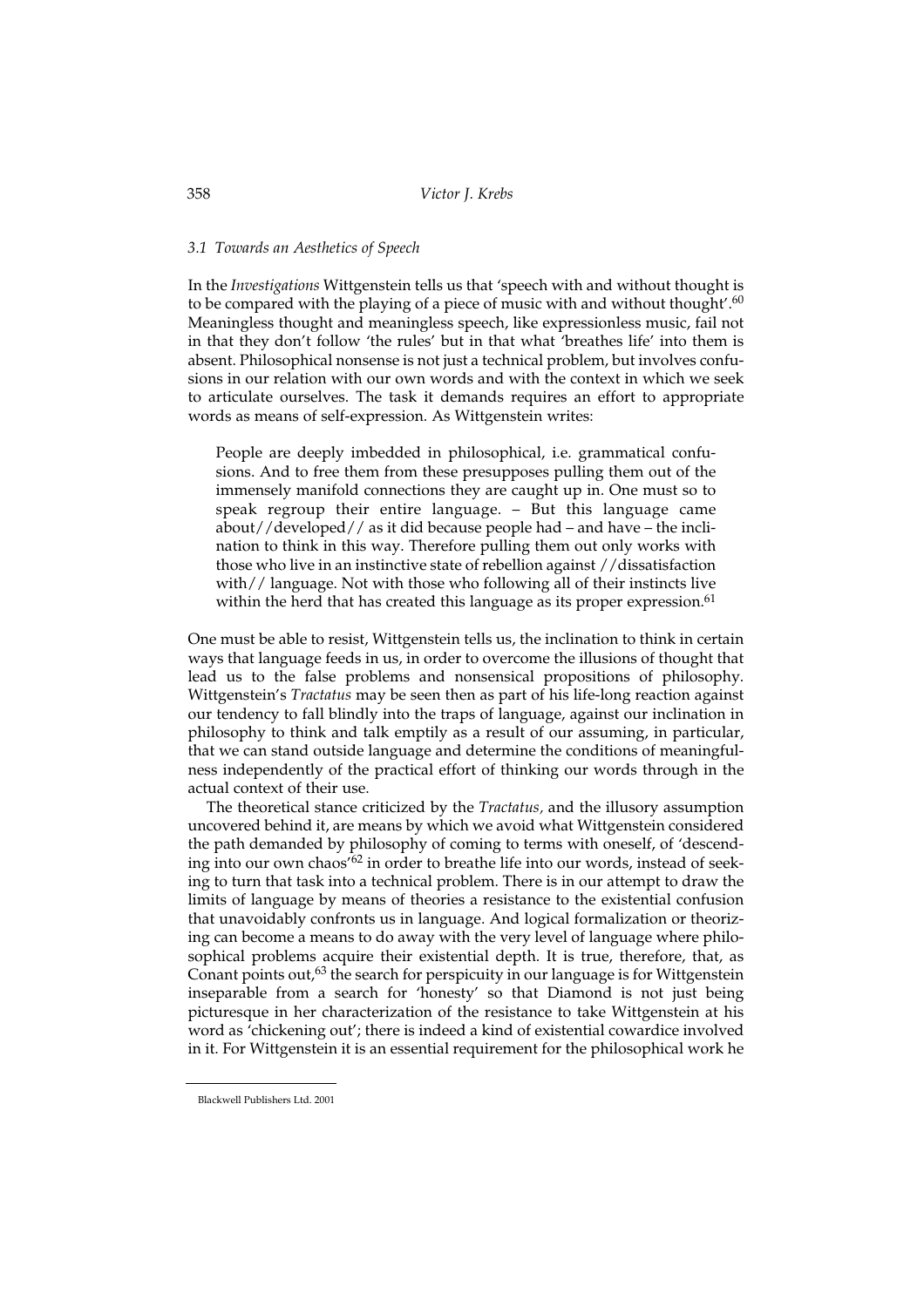### *3.1 Towards an Aesthetics of Speech*

In the *Investigations* Wittgenstein tells us that 'speech with and without thought is to be compared with the playing of a piece of music with and without thought'.[60] Meaningless thought and meaningless speech, like expressionless music, fail not in that they don't follow 'the rules' but in that what 'breathes life' into them is absent. Philosophical nonsense is not just a technical problem, but involves confusions in our relation with our own words and with the context in which we seek to articulate ourselves. The task it demands requires an effort to appropriate words as means of self-expression. As Wittgenstein writes:

> People are deeply imbedded in philosophical, i.e. grammatical confusions. And to free them from these presupposes pulling them out of the immensely manifold connections they are caught up in. One must so to speak regroup their entire language. – But this language came about//developed// as it did because people had – and have – the inclination to think in this way. Therefore pulling them out only works with those who live in an instinctive state of rebellion against //dissatisfaction with// language. Not with those who following all of their instincts live within the herd that has created this language as its proper expression.[61]

One must be able to resist, Wittgenstein tells us, the inclination to think in certain ways that language feeds in us, in order to overcome the illusions of thought that lead us to the false problems and nonsensical propositions of philosophy. Wittgenstein's *Tractatus* may be seen then as part of his life-long reaction against our tendency to fall blindly into the traps of language, against our inclination in philosophy to think and talk emptily as a result of our assuming, in particular, that we can stand outside language and determine the conditions of meaningfulness independently of the practical effort of thinking our words through in the actual context of their use.

The theoretical stance criticized by the *Tractatus,* and the illusory assumption uncovered behind it, are means by which we avoid what Wittgenstein considered the path demanded by philosophy of coming to terms with oneself, of 'descending into our own chaos'[62] in order to breathe life into our words, instead of seeking to turn that task into a technical problem. There is in our attempt to draw the limits of language by means of theories a resistance to the existential confusion that unavoidably confronts us in language. And logical formalization or theorizing can become a means to do away with the very level of language where philosophical problems acquire their existential depth. It is true, therefore, that, as Conant points out,[63] the search for perspicuity in our language is for Wittgenstein inseparable from a search for 'honesty' so that Diamond is not just being picturesque in her characterization of the resistance to take Wittgenstein at his word as 'chickening out'; there is indeed a kind of existential cowardice involved in it. For Wittgenstein it is an essential requirement for the philosophical work he

Blackwell Publishers Ltd. 2001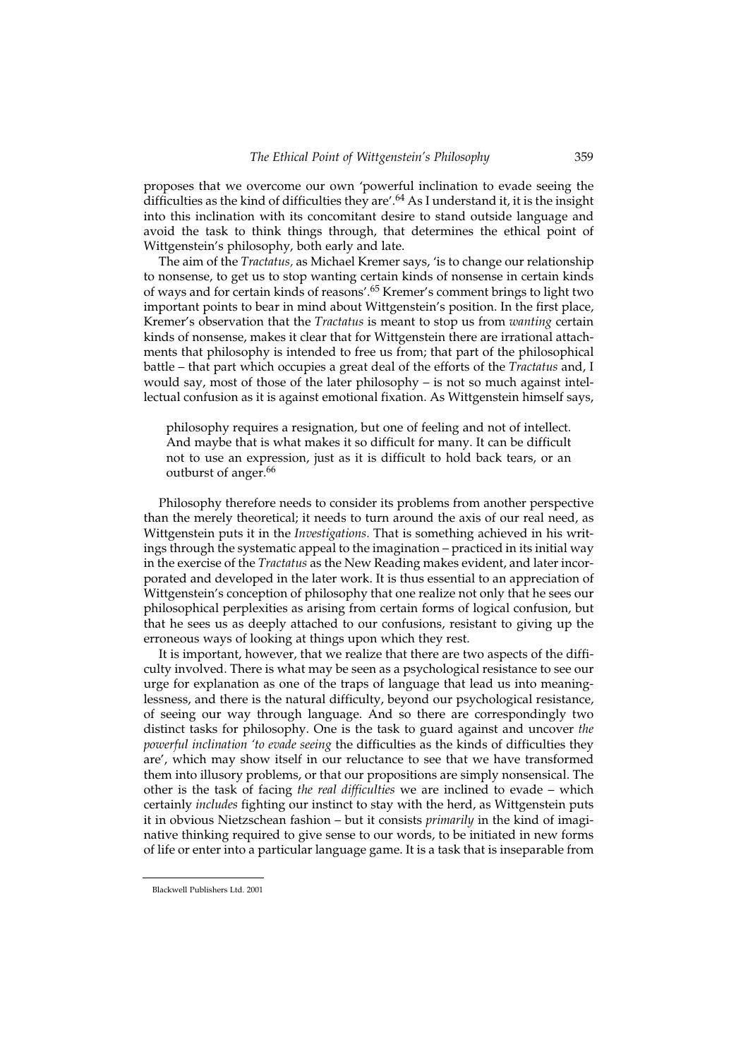proposes that we overcome our own 'powerful inclination to evade seeing the difficulties as the kind of difficulties they are'.[64] As I understand it, it is the insight into this inclination with its concomitant desire to stand outside language and avoid the task to think things through, that determines the ethical point of Wittgenstein's philosophy, both early and late.

The aim of the *Tractatus,* as Michael Kremer says, 'is to change our relationship to nonsense, to get us to stop wanting certain kinds of nonsense in certain kinds of ways and for certain kinds of reasons'.[65] Kremer's comment brings to light two important points to bear in mind about Wittgenstein's position. In the first place, Kremer's observation that the *Tractatus* is meant to stop us from *wanting* certain kinds of nonsense, makes it clear that for Wittgenstein there are irrational attachments that philosophy is intended to free us from; that part of the philosophical battle – that part which occupies a great deal of the efforts of the *Tractatus* and, I would say, most of those of the later philosophy – is not so much against intellectual confusion as it is against emotional fixation. As Wittgenstein himself says,

> philosophy requires a resignation, but one of feeling and not of intellect. And maybe that is what makes it so difficult for many. It can be difficult not to use an expression, just as it is difficult to hold back tears, or an outburst of anger.[66]

Philosophy therefore needs to consider its problems from another perspective than the merely theoretical; it needs to turn around the axis of our real need, as Wittgenstein puts it in the *Investigations.* That is something achieved in his writings through the systematic appeal to the imagination – practiced in its initial way in the exercise of the *Tractatus* as the New Reading makes evident, and later incorporated and developed in the later work. It is thus essential to an appreciation of Wittgenstein's conception of philosophy that one realize not only that he sees our philosophical perplexities as arising from certain forms of logical confusion, but that he sees us as deeply attached to our confusions, resistant to giving up the erroneous ways of looking at things upon which they rest.

It is important, however, that we realize that there are two aspects of the difficulty involved. There is what may be seen as a psychological resistance to see our urge for explanation as one of the traps of language that lead us into meaninglessness, and there is the natural difficulty, beyond our psychological resistance, of seeing our way through language. And so there are correspondingly two distinct tasks for philosophy. One is the task to guard against and uncover *the powerful inclination 'to evade seeing* the difficulties as the kinds of difficulties they are', which may show itself in our reluctance to see that we have transformed them into illusory problems, or that our propositions are simply nonsensical. The other is the task of facing *the real difficulties* we are inclined to evade – which certainly *includes* fighting our instinct to stay with the herd, as Wittgenstein puts it in obvious Nietzschean fashion – but it consists *primarily* in the kind of imaginative thinking required to give sense to our words, to be initiated in new forms of life or enter into a particular language game. It is a task that is inseparable from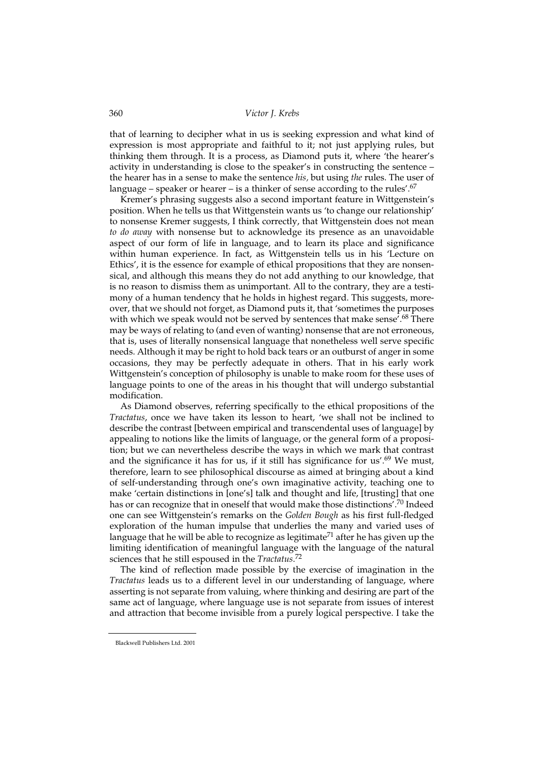that of learning to decipher what in us is seeking expression and what kind of expression is most appropriate and faithful to it; not just applying rules, but thinking them through. It is a process, as Diamond puts it, where 'the hearer's activity in understanding is close to the speaker's in constructing the sentence – the hearer has in a sense to make the sentence *his*, but using *the* rules. The user of language – speaker or hearer – is a thinker of sense according to the rules'.[67]

Kremer's phrasing suggests also a second important feature in Wittgenstein's position. When he tells us that Wittgenstein wants us 'to change our relationship' to nonsense Kremer suggests, I think correctly, that Wittgenstein does not mean *to do away* with nonsense but to acknowledge its presence as an unavoidable aspect of our form of life in language, and to learn its place and significance within human experience. In fact, as Wittgenstein tells us in his 'Lecture on Ethics', it is the essence for example of ethical propositions that they are nonsensical, and although this means they do not add anything to our knowledge, that is no reason to dismiss them as unimportant. All to the contrary, they are a testimony of a human tendency that he holds in highest regard. This suggests, moreover, that we should not forget, as Diamond puts it, that 'sometimes the purposes with which we speak would not be served by sentences that make sense'.[68] There may be ways of relating to (and even of wanting) nonsense that are not erroneous, that is, uses of literally nonsensical language that nonetheless well serve specific needs. Although it may be right to hold back tears or an outburst of anger in some occasions, they may be perfectly adequate in others. That in his early work Wittgenstein's conception of philosophy is unable to make room for these uses of language points to one of the areas in his thought that will undergo substantial modification.

As Diamond observes, referring specifically to the ethical propositions of the *Tractatus*, once we have taken its lesson to heart, 'we shall not be inclined to describe the contrast [between empirical and transcendental uses of language] by appealing to notions like the limits of language, or the general form of a proposition; but we can nevertheless describe the ways in which we mark that contrast and the significance it has for us, if it still has significance for us'.[69] We must, therefore, learn to see philosophical discourse as aimed at bringing about a kind of self-understanding through one's own imaginative activity, teaching one to make 'certain distinctions in [one's] talk and thought and life, [trusting] that one has or can recognize that in oneself that would make those distinctions'.[70] Indeed one can see Wittgenstein's remarks on the *Golden Bough* as his first full-fledged exploration of the human impulse that underlies the many and varied uses of language that he will be able to recognize as legitimate[71] after he has given up the limiting identification of meaningful language with the language of the natural sciences that he still espoused in the *Tractatus*.[72]

The kind of reflection made possible by the exercise of imagination in the *Tractatus* leads us to a different level in our understanding of language, where asserting is not separate from valuing, where thinking and desiring are part of the same act of language, where language use is not separate from issues of interest and attraction that become invisible from a purely logical perspective. I take the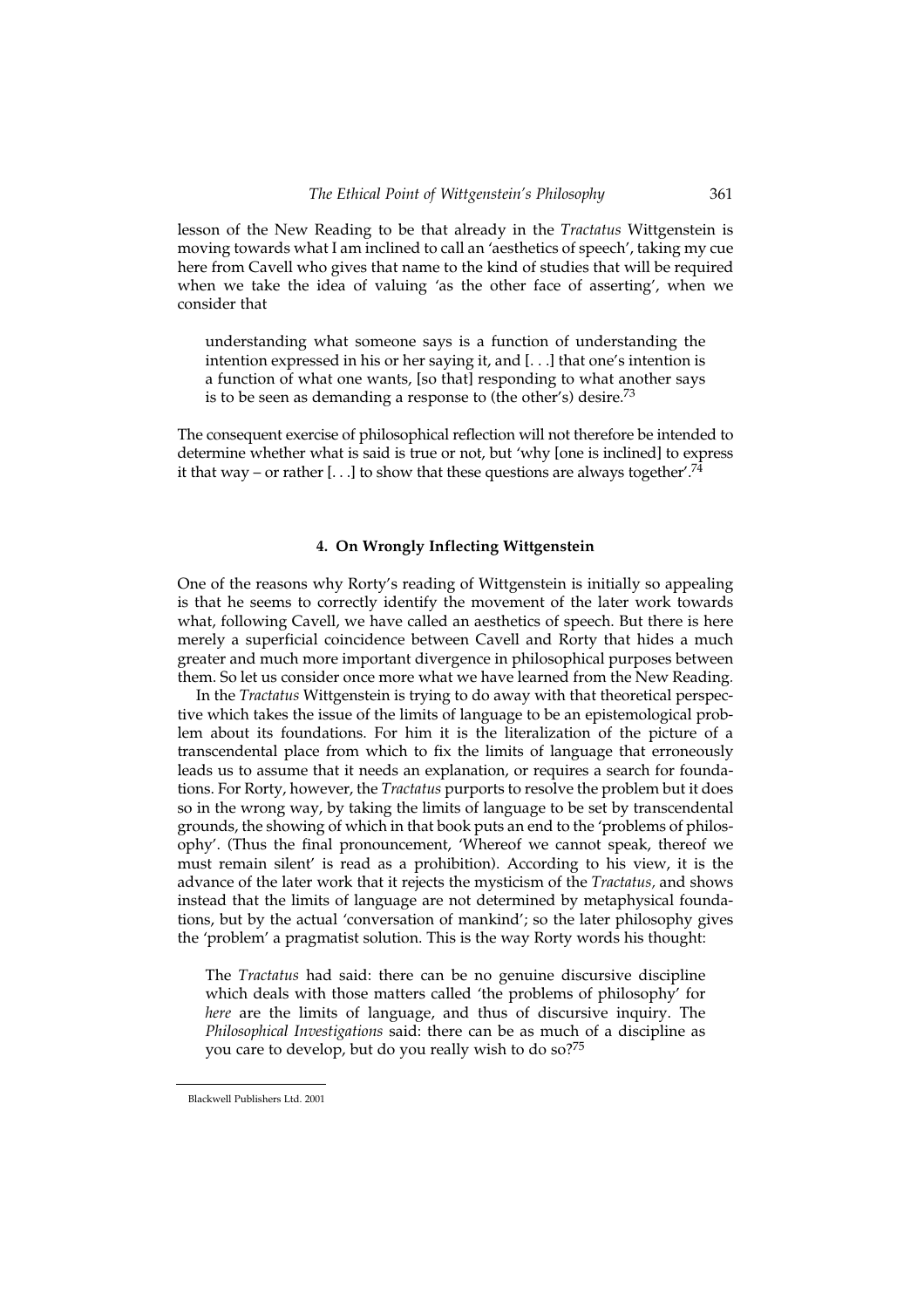lesson of the New Reading to be that already in the *Tractatus* Wittgenstein is moving towards what I am inclined to call an 'aesthetics of speech', taking my cue here from Cavell who gives that name to the kind of studies that will be required when we take the idea of valuing 'as the other face of asserting', when we consider that

> understanding what someone says is a function of understanding the intention expressed in his or her saying it, and [. . .] that one's intention is a function of what one wants, [so that] responding to what another says is to be seen as demanding a response to (the other's) desire.[73]

The consequent exercise of philosophical reflection will not therefore be intended to determine whether what is said is true or not, but 'why [one is inclined] to express it that way – or rather [. . .] to show that these questions are always together'.[74]

## 4. On Wrongly Inflecting Wittgenstein

One of the reasons why Rorty's reading of Wittgenstein is initially so appealing is that he seems to correctly identify the movement of the later work towards what, following Cavell, we have called an aesthetics of speech. But there is here merely a superficial coincidence between Cavell and Rorty that hides a much greater and much more important divergence in philosophical purposes between them. So let us consider once more what we have learned from the New Reading.

In the *Tractatus* Wittgenstein is trying to do away with that theoretical perspective which takes the issue of the limits of language to be an epistemological problem about its foundations. For him it is the literalization of the picture of a transcendental place from which to fix the limits of language that erroneously leads us to assume that it needs an explanation, or requires a search for foundations. For Rorty, however, the *Tractatus* purports to resolve the problem but it does so in the wrong way, by taking the limits of language to be set by transcendental grounds, the showing of which in that book puts an end to the 'problems of philosophy'. (Thus the final pronouncement, 'Whereof we cannot speak, thereof we must remain silent' is read as a prohibition). According to his view, it is the advance of the later work that it rejects the mysticism of the *Tractatus*, and shows instead that the limits of language are not determined by metaphysical foundations, but by the actual 'conversation of mankind'; so the later philosophy gives the 'problem' a pragmatist solution. This is the way Rorty words his thought:

> The *Tractatus* had said: there can be no genuine discursive discipline which deals with those matters called 'the problems of philosophy' for *here* are the limits of language, and thus of discursive inquiry. The *Philosophical Investigations* said: there can be as much of a discipline as you care to develop, but do you really wish to do so?[75]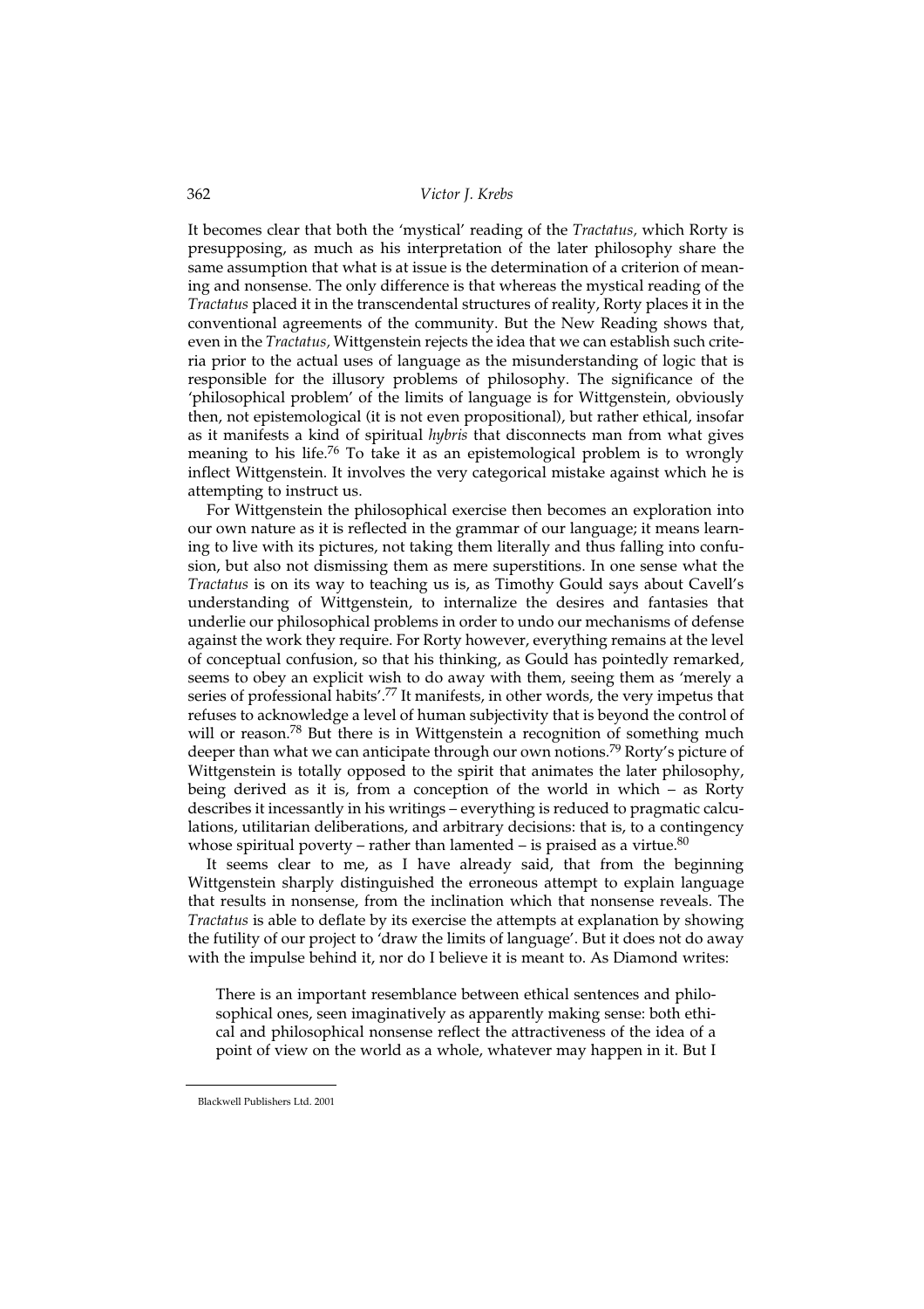It becomes clear that both the 'mystical' reading of the *Tractatus,* which Rorty is presupposing, as much as his interpretation of the later philosophy share the same assumption that what is at issue is the determination of a criterion of meaning and nonsense. The only difference is that whereas the mystical reading of the *Tractatus* placed it in the transcendental structures of reality, Rorty places it in the conventional agreements of the community. But the New Reading shows that, even in the *Tractatus,* Wittgenstein rejects the idea that we can establish such criteria prior to the actual uses of language as the misunderstanding of logic that is responsible for the illusory problems of philosophy. The significance of the 'philosophical problem' of the limits of language is for Wittgenstein, obviously then, not epistemological (it is not even propositional), but rather ethical, insofar as it manifests a kind of spiritual *hybris* that disconnects man from what gives meaning to his life.[76] To take it as an epistemological problem is to wrongly inflect Wittgenstein. It involves the very categorical mistake against which he is attempting to instruct us.

For Wittgenstein the philosophical exercise then becomes an exploration into our own nature as it is reflected in the grammar of our language; it means learning to live with its pictures, not taking them literally and thus falling into confusion, but also not dismissing them as mere superstitions. In one sense what the *Tractatus* is on its way to teaching us is, as Timothy Gould says about Cavell's understanding of Wittgenstein, to internalize the desires and fantasies that underlie our philosophical problems in order to undo our mechanisms of defense against the work they require. For Rorty however, everything remains at the level of conceptual confusion, so that his thinking, as Gould has pointedly remarked, seems to obey an explicit wish to do away with them, seeing them as 'merely a series of professional habits'.[77] It manifests, in other words, the very impetus that refuses to acknowledge a level of human subjectivity that is beyond the control of will or reason.[78] But there is in Wittgenstein a recognition of something much deeper than what we can anticipate through our own notions.[79] Rorty's picture of Wittgenstein is totally opposed to the spirit that animates the later philosophy, being derived as it is, from a conception of the world in which – as Rorty describes it incessantly in his writings – everything is reduced to pragmatic calculations, utilitarian deliberations, and arbitrary decisions: that is, to a contingency whose spiritual poverty – rather than lamented – is praised as a virtue.[80]

It seems clear to me, as I have already said, that from the beginning Wittgenstein sharply distinguished the erroneous attempt to explain language that results in nonsense, from the inclination which that nonsense reveals. The *Tractatus* is able to deflate by its exercise the attempts at explanation by showing the futility of our project to 'draw the limits of language'. But it does not do away with the impulse behind it, nor do I believe it is meant to. As Diamond writes:

> There is an important resemblance between ethical sentences and philosophical ones, seen imaginatively as apparently making sense: both ethical and philosophical nonsense reflect the attractiveness of the idea of a point of view on the world as a whole, whatever may happen in it. But I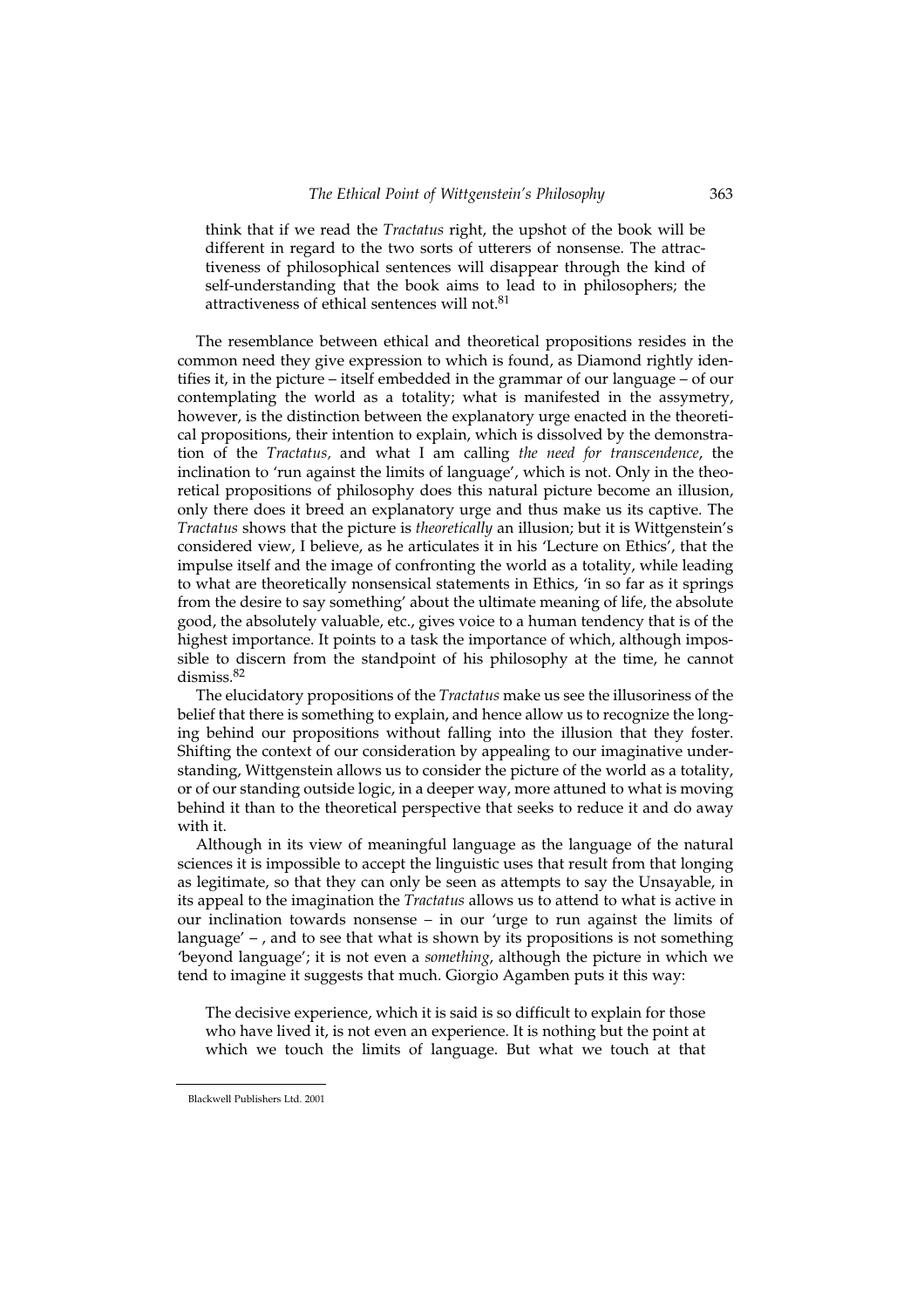> think that if we read the *Tractatus* right, the upshot of the book will be different in regard to the two sorts of utterers of nonsense. The attractiveness of philosophical sentences will disappear through the kind of self-understanding that the book aims to lead to in philosophers; the attractiveness of ethical sentences will not.[81]

The resemblance between ethical and theoretical propositions resides in the common need they give expression to which is found, as Diamond rightly identifies it, in the picture – itself embedded in the grammar of our language – of our contemplating the world as a totality; what is manifested in the assymetry, however, is the distinction between the explanatory urge enacted in the theoretical propositions, their intention to explain, which is dissolved by the demonstration of the *Tractatus,* and what I am calling *the need for transcendence*, the inclination to 'run against the limits of language', which is not. Only in the theoretical propositions of philosophy does this natural picture become an illusion, only there does it breed an explanatory urge and thus make us its captive. The *Tractatus* shows that the picture is *theoretically* an illusion; but it is Wittgenstein's considered view, I believe, as he articulates it in his 'Lecture on Ethics', that the impulse itself and the image of confronting the world as a totality, while leading to what are theoretically nonsensical statements in Ethics, 'in so far as it springs from the desire to say something' about the ultimate meaning of life, the absolute good, the absolutely valuable, etc., gives voice to a human tendency that is of the highest importance. It points to a task the importance of which, although impossible to discern from the standpoint of his philosophy at the time, he cannot dismiss.[82]

The elucidatory propositions of the *Tractatus* make us see the illusoriness of the belief that there is something to explain, and hence allow us to recognize the longing behind our propositions without falling into the illusion that they foster. Shifting the context of our consideration by appealing to our imaginative understanding, Wittgenstein allows us to consider the picture of the world as a totality, or of our standing outside logic, in a deeper way, more attuned to what is moving behind it than to the theoretical perspective that seeks to reduce it and do away with it.

Although in its view of meaningful language as the language of the natural sciences it is impossible to accept the linguistic uses that result from that longing as legitimate, so that they can only be seen as attempts to say the Unsayable, in its appeal to the imagination the *Tractatus* allows us to attend to what is active in our inclination towards nonsense – in our 'urge to run against the limits of language' – , and to see that what is shown by its propositions is not something 'beyond language'; it is not even a *something*, although the picture in which we tend to imagine it suggests that much. Giorgio Agamben puts it this way:

> The decisive experience, which it is said is so difficult to explain for those who have lived it, is not even an experience. It is nothing but the point at which we touch the limits of language. But what we touch at that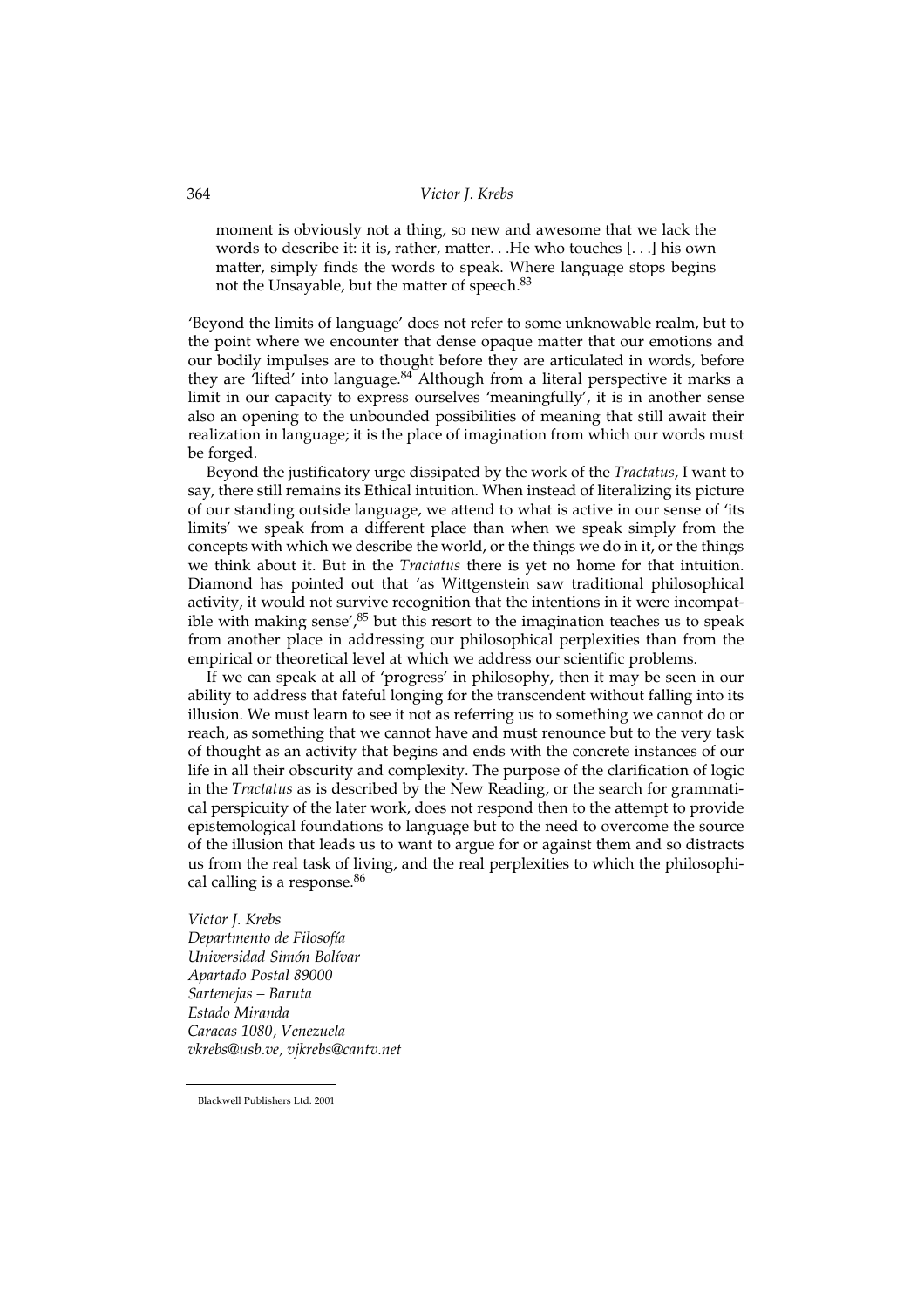> moment is obviously not a thing, so new and awesome that we lack the words to describe it: it is, rather, matter. . .He who touches [. . .] his own matter, simply finds the words to speak. Where language stops begins not the Unsayable, but the matter of speech.[83]

'Beyond the limits of language' does not refer to some unknowable realm, but to the point where we encounter that dense opaque matter that our emotions and our bodily impulses are to thought before they are articulated in words, before they are 'lifted' into language.[84] Although from a literal perspective it marks a limit in our capacity to express ourselves 'meaningfully', it is in another sense also an opening to the unbounded possibilities of meaning that still await their realization in language; it is the place of imagination from which our words must be forged.

Beyond the justificatory urge dissipated by the work of the *Tractatus*, I want to say, there still remains its Ethical intuition. When instead of literalizing its picture of our standing outside language, we attend to what is active in our sense of 'its limits' we speak from a different place than when we speak simply from the concepts with which we describe the world, or the things we do in it, or the things we think about it. But in the *Tractatus* there is yet no home for that intuition. Diamond has pointed out that 'as Wittgenstein saw traditional philosophical activity, it would not survive recognition that the intentions in it were incompatible with making sense',[85] but this resort to the imagination teaches us to speak from another place in addressing our philosophical perplexities than from the empirical or theoretical level at which we address our scientific problems.

If we can speak at all of 'progress' in philosophy, then it may be seen in our ability to address that fateful longing for the transcendent without falling into its illusion. We must learn to see it not as referring us to something we cannot do or reach, as something that we cannot have and must renounce but to the very task of thought as an activity that begins and ends with the concrete instances of our life in all their obscurity and complexity. The purpose of the clarification of logic in the *Tractatus* as is described by the New Reading, or the search for grammatical perspicuity of the later work, does not respond then to the attempt to provide epistemological foundations to language but to the need to overcome the source of the illusion that leads us to want to argue for or against them and so distracts us from the real task of living, and the real perplexities to which the philosophical calling is a response.[86]

*Victor J. Krebs*
*Departmento de Filosofía*
*Universidad Simón Bolívar*
*Apartado Postal 89000*
*Sartenejas – Baruta*
*Estado Miranda*
*Caracas 1080, Venezuela*
*vkrebs@usb.ve, vjkrebs@cantv.net*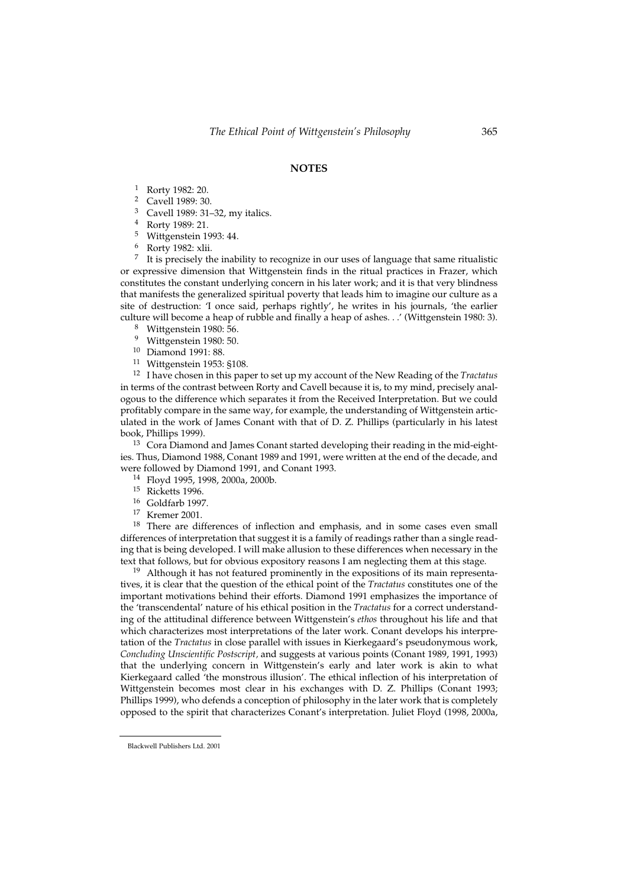## NOTES

[1] Rorty 1982: 20.

[2] Cavell 1989: 30.

[3] Cavell 1989: 31–32, my italics.

[4] Rorty 1989: 21.

[5] Wittgenstein 1993: 44.

[6] Rorty 1982: xlii.

[7] It is precisely the inability to recognize in our uses of language that same ritualistic or expressive dimension that Wittgenstein finds in the ritual practices in Frazer, which constitutes the constant underlying concern in his later work; and it is that very blindness that manifests the generalized spiritual poverty that leads him to imagine our culture as a site of destruction: 'I once said, perhaps rightly', he writes in his journals, 'the earlier culture will become a heap of rubble and finally a heap of ashes. . .' (Wittgenstein 1980: 3).

[8] Wittgenstein 1980: 56.

[9] Wittgenstein 1980: 50.

[10] Diamond 1991: 88.

[11] Wittgenstein 1953: §108.

[12] I have chosen in this paper to set up my account of the New Reading of the *Tractatus* in terms of the contrast between Rorty and Cavell because it is, to my mind, precisely analogous to the difference which separates it from the Received Interpretation. But we could profitably compare in the same way, for example, the understanding of Wittgenstein articulated in the work of James Conant with that of D. Z. Phillips (particularly in his latest book, Phillips 1999).

[13] Cora Diamond and James Conant started developing their reading in the mid-eighties. Thus, Diamond 1988, Conant 1989 and 1991, were written at the end of the decade, and were followed by Diamond 1991, and Conant 1993.

[14] Floyd 1995, 1998, 2000a, 2000b.

[15] Ricketts 1996.

[16] Goldfarb 1997.

[17] Kremer 2001.

[18] There are differences of inflection and emphasis, and in some cases even small differences of interpretation that suggest it is a family of readings rather than a single reading that is being developed. I will make allusion to these differences when necessary in the text that follows, but for obvious expository reasons I am neglecting them at this stage.

[19] Although it has not featured prominently in the expositions of its main representatives, it is clear that the question of the ethical point of the *Tractatus* constitutes one of the important motivations behind their efforts. Diamond 1991 emphasizes the importance of the 'transcendental' nature of his ethical position in the *Tractatus* for a correct understanding of the attitudinal difference between Wittgenstein's *ethos* throughout his life and that which characterizes most interpretations of the later work. Conant develops his interpretation of the *Tractatus* in close parallel with issues in Kierkegaard's pseudonymous work, *Concluding Unscientific Postscript*, and suggests at various points (Conant 1989, 1991, 1993) that the underlying concern in Wittgenstein's early and later work is akin to what Kierkegaard called 'the monstrous illusion'. The ethical inflection of his interpretation of Wittgenstein becomes most clear in his exchanges with D. Z. Phillips (Conant 1993; Phillips 1999), who defends a conception of philosophy in the later work that is completely opposed to the spirit that characterizes Conant's interpretation. Juliet Floyd (1998, 2000a,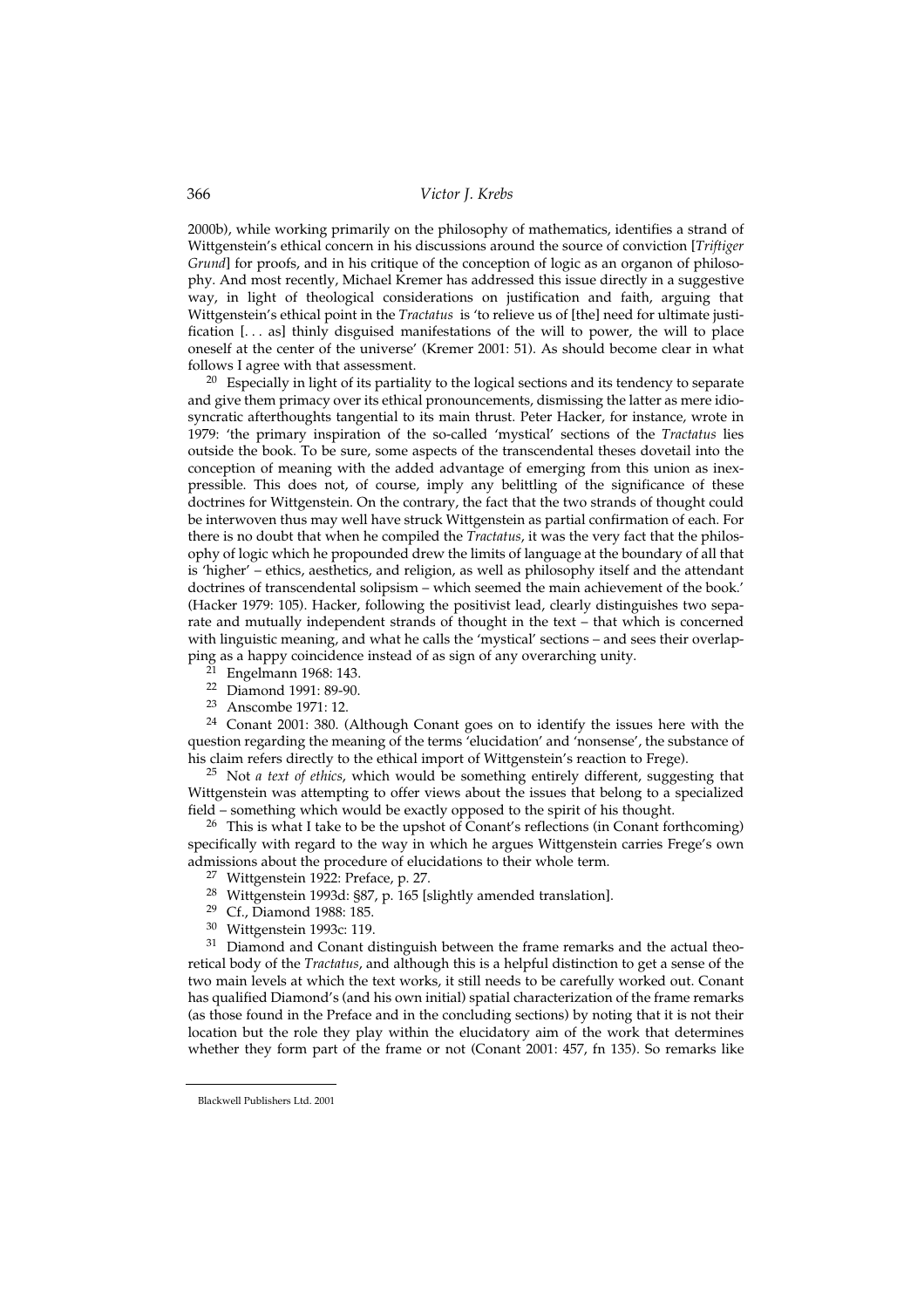2000b), while working primarily on the philosophy of mathematics, identifies a strand of Wittgenstein's ethical concern in his discussions around the source of conviction [*Triftiger Grund*] for proofs, and in his critique of the conception of logic as an organon of philosophy. And most recently, Michael Kremer has addressed this issue directly in a suggestive way, in light of theological considerations on justification and faith, arguing that Wittgenstein's ethical point in the *Tractatus* is 'to relieve us of [the] need for ultimate justification [. . . as] thinly disguised manifestations of the will to power, the will to place oneself at the center of the universe' (Kremer 2001: 51). As should become clear in what follows I agree with that assessment.

[20] Especially in light of its partiality to the logical sections and its tendency to separate and give them primacy over its ethical pronouncements, dismissing the latter as mere idiosyncratic afterthoughts tangential to its main thrust. Peter Hacker, for instance, wrote in 1979: 'the primary inspiration of the so-called 'mystical' sections of the *Tractatus* lies outside the book. To be sure, some aspects of the transcendental theses dovetail into the conception of meaning with the added advantage of emerging from this union as inexpressible. This does not, of course, imply any belittling of the significance of these doctrines for Wittgenstein. On the contrary, the fact that the two strands of thought could be interwoven thus may well have struck Wittgenstein as partial confirmation of each. For there is no doubt that when he compiled the *Tractatus*, it was the very fact that the philosophy of logic which he propounded drew the limits of language at the boundary of all that is 'higher' – ethics, aesthetics, and religion, as well as philosophy itself and the attendant doctrines of transcendental solipsism – which seemed the main achievement of the book.' (Hacker 1979: 105). Hacker, following the positivist lead, clearly distinguishes two separate and mutually independent strands of thought in the text – that which is concerned with linguistic meaning, and what he calls the 'mystical' sections – and sees their overlapping as a happy coincidence instead of as sign of any overarching unity.

[21] Engelmann 1968: 143.

[22] Diamond 1991: 89-90.

[23] Anscombe 1971: 12.

[24] Conant 2001: 380. (Although Conant goes on to identify the issues here with the question regarding the meaning of the terms 'elucidation' and 'nonsense', the substance of his claim refers directly to the ethical import of Wittgenstein's reaction to Frege).

[25] Not *a text of ethics*, which would be something entirely different, suggesting that Wittgenstein was attempting to offer views about the issues that belong to a specialized field – something which would be exactly opposed to the spirit of his thought.

[26] This is what I take to be the upshot of Conant's reflections (in Conant forthcoming) specifically with regard to the way in which he argues Wittgenstein carries Frege's own admissions about the procedure of elucidations to their whole term.

[27] Wittgenstein 1922: Preface, p. 27.

[28] Wittgenstein 1993d: §87, p. 165 [slightly amended translation].

[29] Cf., Diamond 1988: 185.

[30] Wittgenstein 1993c: 119.

[31] Diamond and Conant distinguish between the frame remarks and the actual theoretical body of the *Tractatus*, and although this is a helpful distinction to get a sense of the two main levels at which the text works, it still needs to be carefully worked out. Conant has qualified Diamond's (and his own initial) spatial characterization of the frame remarks (as those found in the Preface and in the concluding sections) by noting that it is not their location but the role they play within the elucidatory aim of the work that determines whether they form part of the frame or not (Conant 2001: 457, fn 135). So remarks like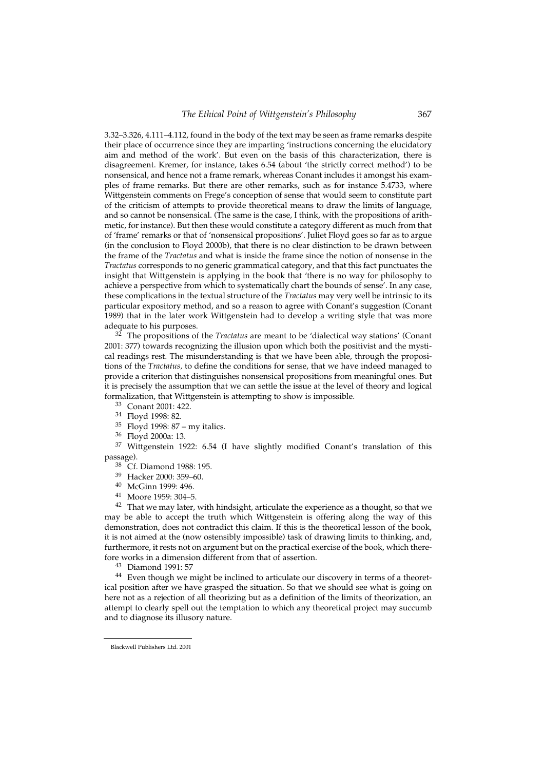3.32–3.326, 4.111–4.112, found in the body of the text may be seen as frame remarks despite their place of occurrence since they are imparting 'instructions concerning the elucidatory aim and method of the work'. But even on the basis of this characterization, there is disagreement. Kremer, for instance, takes 6.54 (about 'the strictly correct method') to be nonsensical, and hence not a frame remark, whereas Conant includes it amongst his examples of frame remarks. But there are other remarks, such as for instance 5.4733, where Wittgenstein comments on Frege's conception of sense that would seem to constitute part of the criticism of attempts to provide theoretical means to draw the limits of language, and so cannot be nonsensical. (The same is the case, I think, with the propositions of arithmetic, for instance). But then these would constitute a category different as much from that of 'frame' remarks or that of 'nonsensical propositions'. Juliet Floyd goes so far as to argue (in the conclusion to Floyd 2000b), that there is no clear distinction to be drawn between the frame of the *Tractatus* and what is inside the frame since the notion of nonsense in the *Tractatus* corresponds to no generic grammatical category, and that this fact punctuates the insight that Wittgenstein is applying in the book that 'there is no way for philosophy to achieve a perspective from which to systematically chart the bounds of sense'. In any case, these complications in the textual structure of the *Tractatus* may very well be intrinsic to its particular expository method, and so a reason to agree with Conant's suggestion (Conant 1989) that in the later work Wittgenstein had to develop a writing style that was more adequate to his purposes.

[32] The propositions of the *Tractatus* are meant to be 'dialectical way stations' (Conant 2001: 377) towards recognizing the illusion upon which both the positivist and the mystical readings rest. The misunderstanding is that we have been able, through the propositions of the *Tractatus,* to define the conditions for sense, that we have indeed managed to provide a criterion that distinguishes nonsensical propositions from meaningful ones. But it is precisely the assumption that we can settle the issue at the level of theory and logical formalization, that Wittgenstein is attempting to show is impossible.

[33] Conant 2001: 422.

[34] Floyd 1998: 82.

[35] Floyd 1998: 87 – my italics.

[36] Floyd 2000a: 13.

[37] Wittgenstein 1922: 6.54 (I have slightly modified Conant's translation of this passage).

[38] Cf. Diamond 1988: 195.

[39] Hacker 2000: 359–60.

[40] McGinn 1999: 496.

[41] Moore 1959: 304–5.

[42] That we may later, with hindsight, articulate the experience as a thought, so that we may be able to accept the truth which Wittgenstein is offering along the way of this demonstration, does not contradict this claim. If this is the theoretical lesson of the book, it is not aimed at the (now ostensibly impossible) task of drawing limits to thinking, and, furthermore, it rests not on argument but on the practical exercise of the book, which therefore works in a dimension different from that of assertion.

[43] Diamond 1991: 57

[44] Even though we might be inclined to articulate our discovery in terms of a theoretical position after we have grasped the situation. So that we should see what is going on here not as a rejection of all theorizing but as a definition of the limits of theorization, an attempt to clearly spell out the temptation to which any theoretical project may succumb and to diagnose its illusory nature.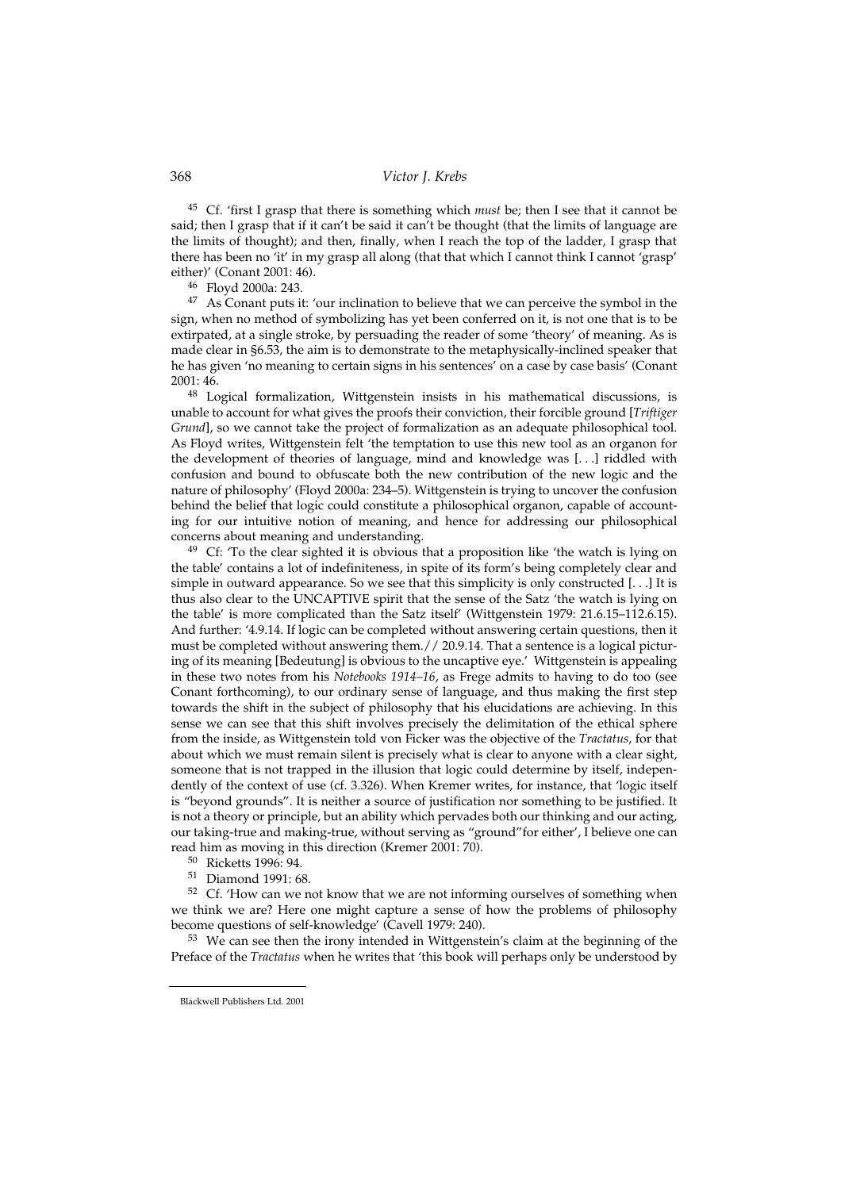[45] Cf. 'first I grasp that there is something which *must* be; then I see that it cannot be said; then I grasp that if it can't be said it can't be thought (that the limits of language are the limits of thought); and then, finally, when I reach the top of the ladder, I grasp that there has been no 'it' in my grasp all along (that that which I cannot think I cannot 'grasp' either)' (Conant 2001: 46).

[46] Floyd 2000a: 243.

[47] As Conant puts it: 'our inclination to believe that we can perceive the symbol in the sign, when no method of symbolizing has yet been conferred on it, is not one that is to be extirpated, at a single stroke, by persuading the reader of some 'theory' of meaning. As is made clear in §6.53, the aim is to demonstrate to the metaphysically-inclined speaker that he has given 'no meaning to certain signs in his sentences' on a case by case basis' (Conant 2001: 46.

[48] Logical formalization, Wittgenstein insists in his mathematical discussions, is unable to account for what gives the proofs their conviction, their forcible ground [*Triftiger Grund*], so we cannot take the project of formalization as an adequate philosophical tool. As Floyd writes, Wittgenstein felt 'the temptation to use this new tool as an organon for the development of theories of language, mind and knowledge was [. . .] riddled with confusion and bound to obfuscate both the new contribution of the new logic and the nature of philosophy' (Floyd 2000a: 234–5). Wittgenstein is trying to uncover the confusion behind the belief that logic could constitute a philosophical organon, capable of accounting for our intuitive notion of meaning, and hence for addressing our philosophical concerns about meaning and understanding.

[49] Cf: 'To the clear sighted it is obvious that a proposition like 'the watch is lying on the table' contains a lot of indefiniteness, in spite of its form's being completely clear and simple in outward appearance. So we see that this simplicity is only constructed [. . .] It is thus also clear to the UNCAPTIVE spirit that the sense of the Satz 'the watch is lying on the table' is more complicated than the Satz itself' (Wittgenstein 1979: 21.6.15–112.6.15). And further: '4.9.14. If logic can be completed without answering certain questions, then it must be completed without answering them.// 20.9.14. That a sentence is a logical picturing of its meaning [Bedeutung] is obvious to the uncaptive eye.' Wittgenstein is appealing in these two notes from his *Notebooks 1914–16*, as Frege admits to having to do too (see Conant forthcoming), to our ordinary sense of language, and thus making the first step towards the shift in the subject of philosophy that his elucidations are achieving. In this sense we can see that this shift involves precisely the delimitation of the ethical sphere from the inside, as Wittgenstein told von Ficker was the objective of the *Tractatus*, for that about which we must remain silent is precisely what is clear to anyone with a clear sight, someone that is not trapped in the illusion that logic could determine by itself, independently of the context of use (cf. 3.326). When Kremer writes, for instance, that 'logic itself is "beyond grounds". It is neither a source of justification nor something to be justified. It is not a theory or principle, but an ability which pervades both our thinking and our acting, our taking-true and making-true, without serving as "ground"for either', I believe one can read him as moving in this direction (Kremer 2001: 70).

[50] Ricketts 1996: 94.

[51] Diamond 1991: 68.

[52] Cf. 'How can we not know that we are not informing ourselves of something when we think we are? Here one might capture a sense of how the problems of philosophy become questions of self-knowledge' (Cavell 1979: 240).

[53] We can see then the irony intended in Wittgenstein's claim at the beginning of the Preface of the *Tractatus* when he writes that 'this book will perhaps only be understood by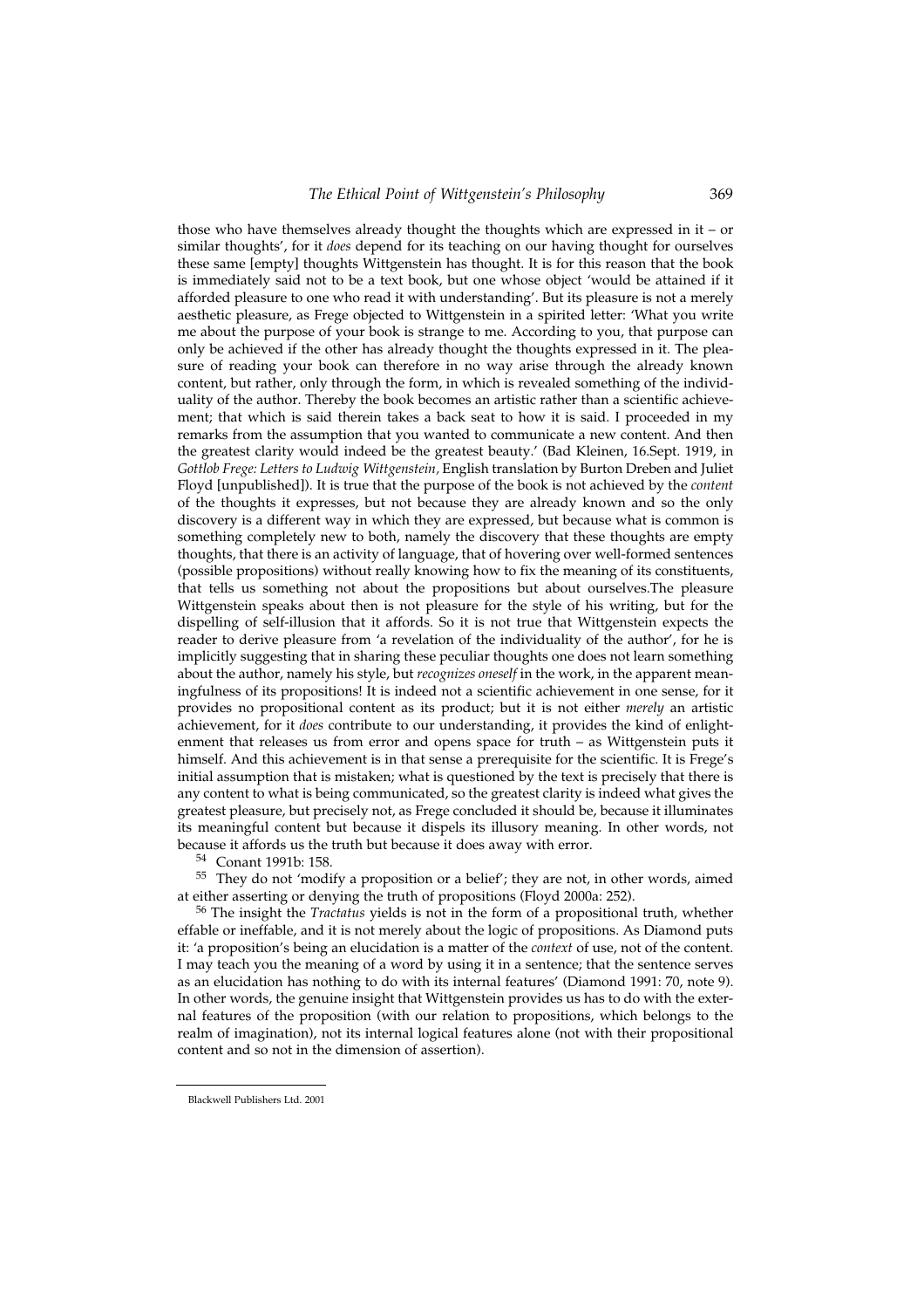those who have themselves already thought the thoughts which are expressed in it – or similar thoughts', for it *does* depend for its teaching on our having thought for ourselves these same [empty] thoughts Wittgenstein has thought. It is for this reason that the book is immediately said not to be a text book, but one whose object 'would be attained if it afforded pleasure to one who read it with understanding'. But its pleasure is not a merely aesthetic pleasure, as Frege objected to Wittgenstein in a spirited letter: 'What you write me about the purpose of your book is strange to me. According to you, that purpose can only be achieved if the other has already thought the thoughts expressed in it. The pleasure of reading your book can therefore in no way arise through the already known content, but rather, only through the form, in which is revealed something of the individuality of the author. Thereby the book becomes an artistic rather than a scientific achievement; that which is said therein takes a back seat to how it is said. I proceeded in my remarks from the assumption that you wanted to communicate a new content. And then the greatest clarity would indeed be the greatest beauty.' (Bad Kleinen, 16.Sept. 1919, in *Gottlob Frege: Letters to Ludwig Wittgenstein,* English translation by Burton Dreben and Juliet Floyd [unpublished]). It is true that the purpose of the book is not achieved by the *content* of the thoughts it expresses, but not because they are already known and so the only discovery is a different way in which they are expressed, but because what is common is something completely new to both, namely the discovery that these thoughts are empty thoughts, that there is an activity of language, that of hovering over well-formed sentences (possible propositions) without really knowing how to fix the meaning of its constituents, that tells us something not about the propositions but about ourselves.The pleasure Wittgenstein speaks about then is not pleasure for the style of his writing, but for the dispelling of self-illusion that it affords. So it is not true that Wittgenstein expects the reader to derive pleasure from 'a revelation of the individuality of the author', for he is implicitly suggesting that in sharing these peculiar thoughts one does not learn something about the author, namely his style, but *recognizes oneself* in the work, in the apparent meaningfulness of its propositions! It is indeed not a scientific achievement in one sense, for it provides no propositional content as its product; but it is not either *merely* an artistic achievement, for it *does* contribute to our understanding, it provides the kind of enlightenment that releases us from error and opens space for truth – as Wittgenstein puts it himself. And this achievement is in that sense a prerequisite for the scientific. It is Frege's initial assumption that is mistaken; what is questioned by the text is precisely that there is any content to what is being communicated, so the greatest clarity is indeed what gives the greatest pleasure, but precisely not, as Frege concluded it should be, because it illuminates its meaningful content but because it dispels its illusory meaning. In other words, not because it affords us the truth but because it does away with error.

[54] Conant 1991b: 158.

[55] They do not 'modify a proposition or a belief'; they are not, in other words, aimed at either asserting or denying the truth of propositions (Floyd 2000a: 252).

[56] The insight the *Tractatus* yields is not in the form of a propositional truth, whether effable or ineffable, and it is not merely about the logic of propositions. As Diamond puts it: 'a proposition's being an elucidation is a matter of the *context* of use, not of the content. I may teach you the meaning of a word by using it in a sentence; that the sentence serves as an elucidation has nothing to do with its internal features' (Diamond 1991: 70, note 9). In other words, the genuine insight that Wittgenstein provides us has to do with the external features of the proposition (with our relation to propositions, which belongs to the realm of imagination), not its internal logical features alone (not with their propositional content and so not in the dimension of assertion).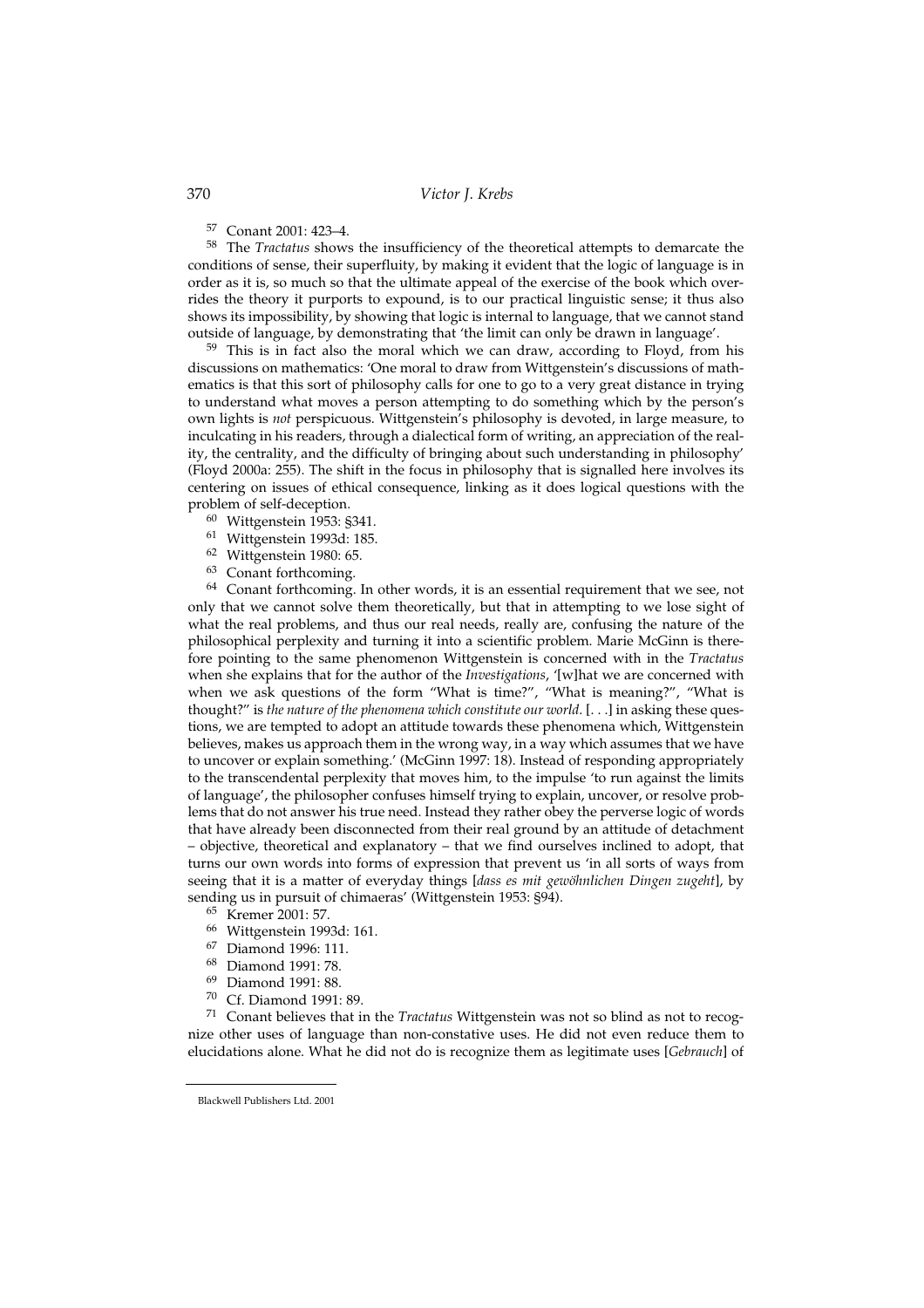57 Conant 2001: 423–4.

58 The *Tractatus* shows the insufficiency of the theoretical attempts to demarcate the conditions of sense, their superfluity, by making it evident that the logic of language is in order as it is, so much so that the ultimate appeal of the exercise of the book which overrides the theory it purports to expound, is to our practical linguistic sense; it thus also shows its impossibility, by showing that logic is internal to language, that we cannot stand outside of language, by demonstrating that 'the limit can only be drawn in language'.

59 This is in fact also the moral which we can draw, according to Floyd, from his discussions on mathematics: 'One moral to draw from Wittgenstein's discussions of mathematics is that this sort of philosophy calls for one to go to a very great distance in trying to understand what moves a person attempting to do something which by the person's own lights is *not* perspicuous. Wittgenstein's philosophy is devoted, in large measure, to inculcating in his readers, through a dialectical form of writing, an appreciation of the reality, the centrality, and the difficulty of bringing about such understanding in philosophy' (Floyd 2000a: 255). The shift in the focus in philosophy that is signalled here involves its centering on issues of ethical consequence, linking as it does logical questions with the problem of self-deception.

60 Wittgenstein 1953: §341.

61 Wittgenstein 1993d: 185.

62 Wittgenstein 1980: 65.

63 Conant forthcoming.

64 Conant forthcoming. In other words, it is an essential requirement that we see, not only that we cannot solve them theoretically, but that in attempting to we lose sight of what the real problems, and thus our real needs, really are, confusing the nature of the philosophical perplexity and turning it into a scientific problem. Marie McGinn is therefore pointing to the same phenomenon Wittgenstein is concerned with in the *Tractatus* when she explains that for the author of the *Investigations*, '[w]hat we are concerned with when we ask questions of the form "What is time?", "What is meaning?", "What is thought?" is *the nature of the phenomena which constitute our world*. [. . .] in asking these questions, we are tempted to adopt an attitude towards these phenomena which, Wittgenstein believes, makes us approach them in the wrong way, in a way which assumes that we have to uncover or explain something.' (McGinn 1997: 18). Instead of responding appropriately to the transcendental perplexity that moves him, to the impulse 'to run against the limits of language', the philosopher confuses himself trying to explain, uncover, or resolve problems that do not answer his true need. Instead they rather obey the perverse logic of words that have already been disconnected from their real ground by an attitude of detachment – objective, theoretical and explanatory – that we find ourselves inclined to adopt, that turns our own words into forms of expression that prevent us 'in all sorts of ways from seeing that it is a matter of everyday things [*dass es mit gewöhnlichen Dingen zugeht*], by sending us in pursuit of chimaeras' (Wittgenstein 1953: §94).

65 Kremer 2001: 57.

66 Wittgenstein 1993d: 161.

67 Diamond 1996: 111.

68 Diamond 1991: 78.

69 Diamond 1991: 88.

70 Cf. Diamond 1991: 89.

71 Conant believes that in the *Tractatus* Wittgenstein was not so blind as not to recognize other uses of language than non-constative uses. He did not even reduce them to elucidations alone. What he did not do is recognize them as legitimate uses [*Gebrauch*] of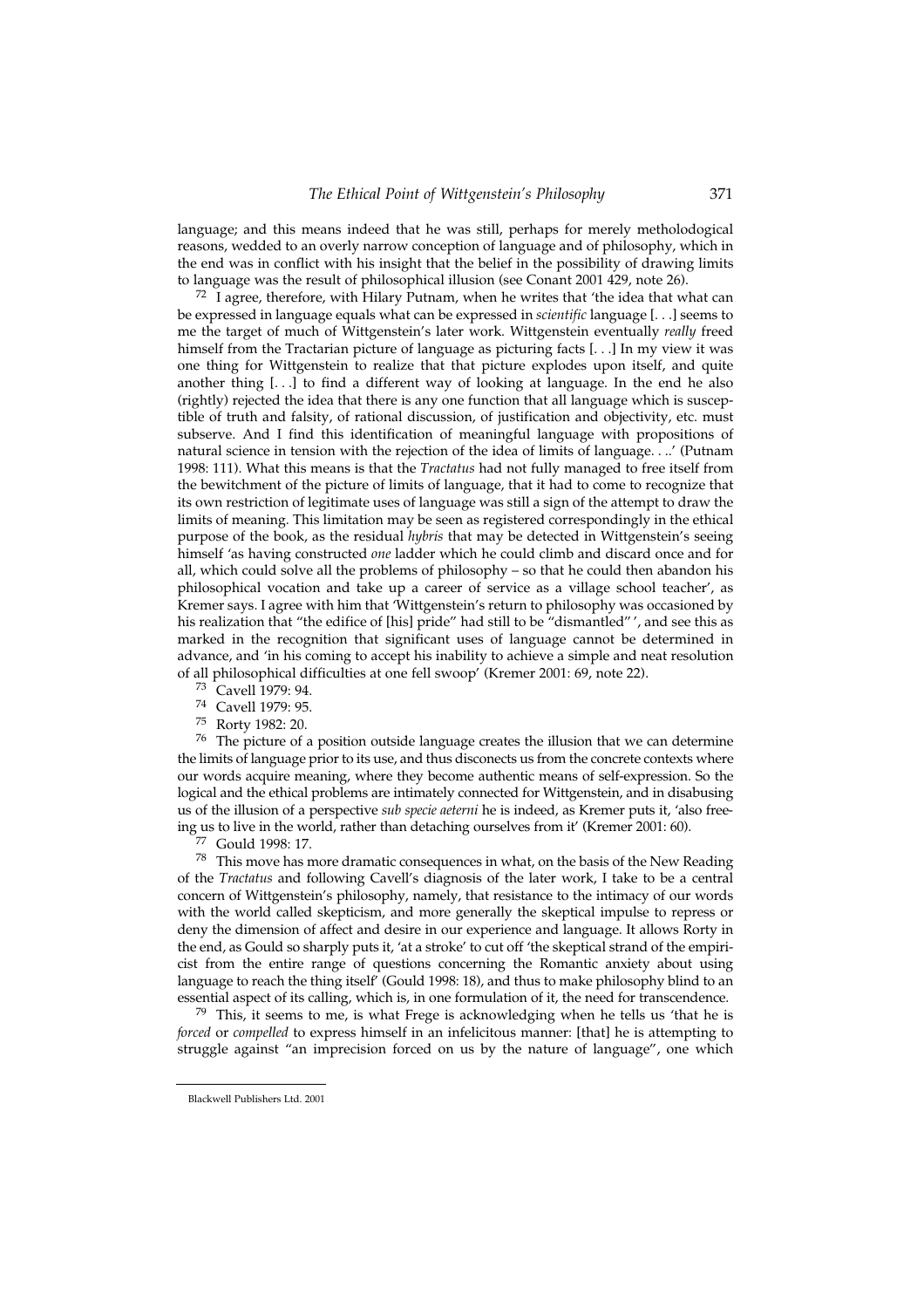language; and this means indeed that he was still, perhaps for merely metholodogical reasons, wedded to an overly narrow conception of language and of philosophy, which in the end was in conflict with his insight that the belief in the possibility of drawing limits to language was the result of philosophical illusion (see Conant 2001 429, note 26).

[72] I agree, therefore, with Hilary Putnam, when he writes that 'the idea that what can be expressed in language equals what can be expressed in *scientific* language [. . .] seems to me the target of much of Wittgenstein's later work. Wittgenstein eventually *really* freed himself from the Tractarian picture of language as picturing facts [. . .] In my view it was one thing for Wittgenstein to realize that that picture explodes upon itself, and quite another thing [. . .] to find a different way of looking at language. In the end he also (rightly) rejected the idea that there is any one function that all language which is susceptible of truth and falsity, of rational discussion, of justification and objectivity, etc. must subserve. And I find this identification of meaningful language with propositions of natural science in tension with the rejection of the idea of limits of language. . ..' (Putnam 1998: 111). What this means is that the *Tractatus* had not fully managed to free itself from the bewitchment of the picture of limits of language, that it had to come to recognize that its own restriction of legitimate uses of language was still a sign of the attempt to draw the limits of meaning. This limitation may be seen as registered correspondingly in the ethical purpose of the book, as the residual *hybris* that may be detected in Wittgenstein's seeing himself 'as having constructed *one* ladder which he could climb and discard once and for all, which could solve all the problems of philosophy – so that he could then abandon his philosophical vocation and take up a career of service as a village school teacher', as Kremer says. I agree with him that 'Wittgenstein's return to philosophy was occasioned by his realization that "the edifice of [his] pride" had still to be "dismantled" ', and see this as marked in the recognition that significant uses of language cannot be determined in advance, and 'in his coming to accept his inability to achieve a simple and neat resolution of all philosophical difficulties at one fell swoop' (Kremer 2001: 69, note 22).

[73] Cavell 1979: 94.

[74] Cavell 1979: 95.

[75] Rorty 1982: 20.

[76] The picture of a position outside language creates the illusion that we can determine the limits of language prior to its use, and thus disconects us from the concrete contexts where our words acquire meaning, where they become authentic means of self-expression. So the logical and the ethical problems are intimately connected for Wittgenstein, and in disabusing us of the illusion of a perspective *sub specie aeterni* he is indeed, as Kremer puts it, 'also freeing us to live in the world, rather than detaching ourselves from it' (Kremer 2001: 60).

[77] Gould 1998: 17.

[78] This move has more dramatic consequences in what, on the basis of the New Reading of the *Tractatus* and following Cavell's diagnosis of the later work, I take to be a central concern of Wittgenstein's philosophy, namely, that resistance to the intimacy of our words with the world called skepticism, and more generally the skeptical impulse to repress or deny the dimension of affect and desire in our experience and language. It allows Rorty in the end, as Gould so sharply puts it, 'at a stroke' to cut off 'the skeptical strand of the empiricist from the entire range of questions concerning the Romantic anxiety about using language to reach the thing itself' (Gould 1998: 18), and thus to make philosophy blind to an essential aspect of its calling, which is, in one formulation of it, the need for transcendence.

[79] This, it seems to me, is what Frege is acknowledging when he tells us 'that he is *forced* or *compelled* to express himself in an infelicitous manner: [that] he is attempting to struggle against "an imprecision forced on us by the nature of language", one which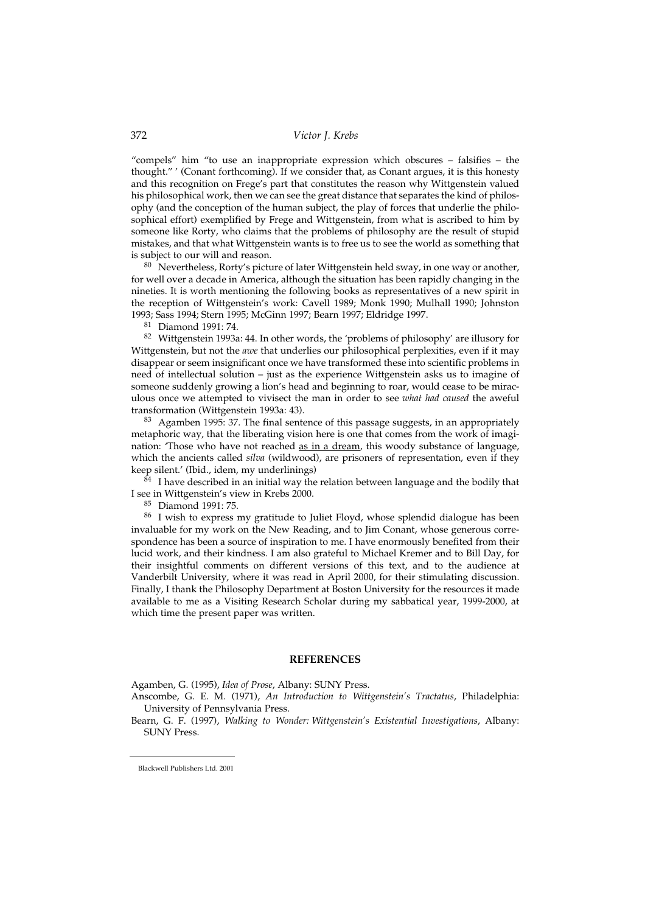"compels" him "to use an inappropriate expression which obscures – falsifies – the thought." ' (Conant forthcoming). If we consider that, as Conant argues, it is this honesty and this recognition on Frege's part that constitutes the reason why Wittgenstein valued his philosophical work, then we can see the great distance that separates the kind of philosophy (and the conception of the human subject, the play of forces that underlie the philosophical effort) exemplified by Frege and Wittgenstein, from what is ascribed to him by someone like Rorty, who claims that the problems of philosophy are the result of stupid mistakes, and that what Wittgenstein wants is to free us to see the world as something that is subject to our will and reason.

[80] Nevertheless, Rorty's picture of later Wittgenstein held sway, in one way or another, for well over a decade in America, although the situation has been rapidly changing in the nineties. It is worth mentioning the following books as representatives of a new spirit in the reception of Wittgenstein's work: Cavell 1989; Monk 1990; Mulhall 1990; Johnston 1993; Sass 1994; Stern 1995; McGinn 1997; Bearn 1997; Eldridge 1997.

[81] Diamond 1991: 74.

[82] Wittgenstein 1993a: 44. In other words, the 'problems of philosophy' are illusory for Wittgenstein, but not the *awe* that underlies our philosophical perplexities, even if it may disappear or seem insignificant once we have transformed these into scientific problems in need of intellectual solution – just as the experience Wittgenstein asks us to imagine of someone suddenly growing a lion's head and beginning to roar, would cease to be miraculous once we attempted to vivisect the man in order to see *what had caused* the aweful transformation (Wittgenstein 1993a: 43).

[83] Agamben 1995: 37. The final sentence of this passage suggests, in an appropriately metaphoric way, that the liberating vision here is one that comes from the work of imagination: 'Those who have not reached <u>as in a dream</u>, this woody substance of language, which the ancients called *silva* (wildwood), are prisoners of representation, even if they keep silent.' (Ibid., idem, my underlinings)

[84] I have described in an initial way the relation between language and the bodily that I see in Wittgenstein's view in Krebs 2000.

[85] Diamond 1991: 75.

[86] I wish to express my gratitude to Juliet Floyd, whose splendid dialogue has been invaluable for my work on the New Reading, and to Jim Conant, whose generous correspondence has been a source of inspiration to me. I have enormously benefited from their lucid work, and their kindness. I am also grateful to Michael Kremer and to Bill Day, for their insightful comments on different versions of this text, and to the audience at Vanderbilt University, where it was read in April 2000, for their stimulating discussion. Finally, I thank the Philosophy Department at Boston University for the resources it made available to me as a Visiting Research Scholar during my sabbatical year, 1999-2000, at which time the present paper was written.

## REFERENCES

Agamben, G. (1995), *Idea of Prose*, Albany: SUNY Press.

Anscombe, G. E. M. (1971), *An Introduction to Wittgenstein's Tractatus*, Philadelphia: University of Pennsylvania Press.

Bearn, G. F. (1997), *Walking to Wonder: Wittgenstein's Existential Investigations*, Albany: SUNY Press.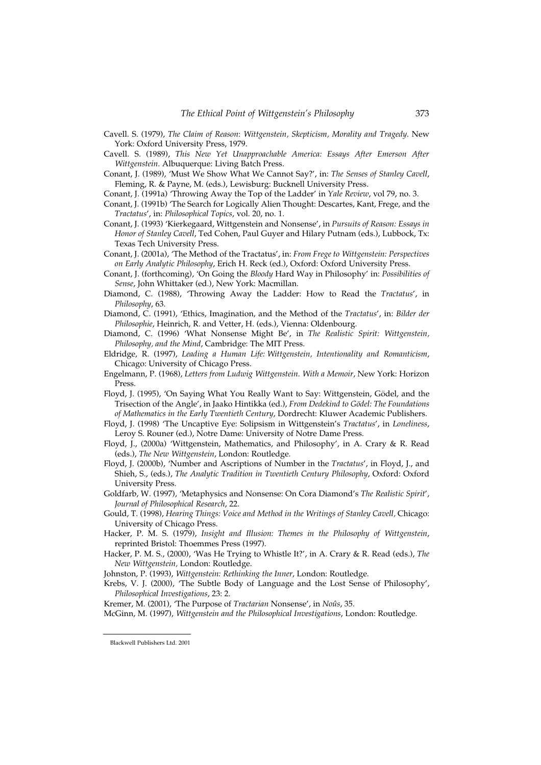Cavell. S. (1979), *The Claim of Reason*: *Wittgenstein, Skepticism, Morality and Tragedy*. New York: Oxford University Press, 1979.

Cavell. S. (1989), *This New Yet Unapproachable America: Essays After Emerson After Wittgenstein*. Albuquerque: Living Batch Press.

Conant, J. (1989), 'Must We Show What We Cannot Say?', in: *The Senses of Stanley Cavell*, Fleming, R. & Payne, M. (eds.), Lewisburg: Bucknell University Press.

Conant, J. (1991a) 'Throwing Away the Top of the Ladder' in *Yale Review*, vol 79, no. 3.

Conant, J. (1991b) 'The Search for Logically Alien Thought: Descartes, Kant, Frege, and the *Tractatus*', in: *Philosophical Topics*, vol. 20, no. 1.

Conant, J. (1993) 'Kierkegaard, Wittgenstein and Nonsense', in *Pursuits of Reason: Essays in Honor of Stanley Cavell*, Ted Cohen, Paul Guyer and Hilary Putnam (eds.), Lubbock, Tx: Texas Tech University Press.

Conant, J. (2001a), 'The Method of the Tractatus', in: *From Frege to Wittgenstein: Perspectives on Early Analytic Philosophy*, Erich H. Reck (ed.), Oxford: Oxford University Press.

Conant, J. (forthcoming), 'On Going the *Bloody* Hard Way in Philosophy' in: *Possibilities of Sense*, John Whittaker (ed.), New York: Macmillan.

Diamond, C. (1988), 'Throwing Away the Ladder: How to Read the *Tractatus*', in *Philosophy*, 63.

Diamond, C. (1991), 'Ethics, Imagination, and the Method of the *Tractatus*', in: *Bilder der Philosophie*, Heinrich, R. and Vetter, H. (eds.), Vienna: Oldenbourg.

Diamond, C. (1996) 'What Nonsense Might Be', in *The Realistic Spirit: Wittgenstein, Philosophy, and the Mind*, Cambridge: The MIT Press.

Eldridge, R. (1997), *Leading a Human Life: Wittgenstein, Intentionality and Romanticism*, Chicago: University of Chicago Press.

Engelmann, P. (1968), *Letters from Ludwig Wittgenstein. With a Memoir*, New York: Horizon Press.

Floyd, J. (1995), 'On Saying What You Really Want to Say: Wittgenstein, Gödel, and the Trisection of the Angle', in Jaako Hintikka (ed.), *From Dedekind to Gödel: The Foundations of Mathematics in the Early Twentieth Century*, Dordrecht: Kluwer Academic Publishers.

Floyd, J. (1998) 'The Uncaptive Eye: Solipsism in Wittgenstein's *Tractatus*', in *Loneliness*, Leroy S. Rouner (ed.), Notre Dame: University of Notre Dame Press.

Floyd, J., (2000a) 'Wittgenstein, Mathematics, and Philosophy', in A. Crary & R. Read (eds.), *The New Wittgenstein*, London: Routledge.

Floyd, J. (2000b), 'Number and Ascriptions of Number in the *Tractatus*', in Floyd, J., and Shieh, S., (eds.), *The Analytic Tradition in Twentieth Century Philosophy*, Oxford: Oxford University Press.

Goldfarb, W. (1997), 'Metaphysics and Nonsense: On Cora Diamond's *The Realistic Spirit*', *Journal of Philosophical Research*, 22.

Gould, T. (1998), *Hearing Things: Voice and Method in the Writings of Stanley Cavell,* Chicago: University of Chicago Press.

Hacker, P. M. S. (1979), *Insight and Illusion: Themes in the Philosophy of Wittgenstein*, reprinted Bristol: Thoemmes Press (1997).

Hacker, P. M. S., (2000), 'Was He Trying to Whistle It?', in A. Crary & R. Read (eds.), *The New Wittgenstein,* London: Routledge.

Johnston, P. (1993), *Wittgenstein: Rethinking the Inner*, London: Routledge.

Krebs, V. J. (2000), 'The Subtle Body of Language and the Lost Sense of Philosophy', *Philosophical Investigations*, 23: 2.

Kremer, M. (2001), 'The Purpose of *Tractarian* Nonsense', in *Noûs*, 35.

McGinn, M. (1997), *Wittgenstein and the Philosophical Investigations*, London: Routledge.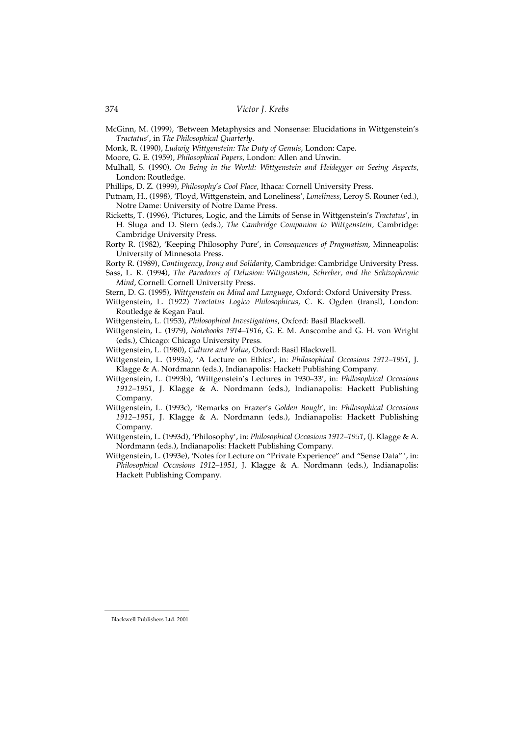McGinn, M. (1999), 'Between Metaphysics and Nonsense: Elucidations in Wittgenstein's *Tractatus*', in *The Philosophical Quarterly*.

Monk, R. (1990), *Ludwig Wittgenstein: The Duty of Genuis*, London: Cape.

Moore, G. E. (1959), *Philosophical Papers*, London: Allen and Unwin.

Mulhall, S. (1990), *On Being in the World: Wittgenstein and Heidegger on Seeing Aspects*, London: Routledge.

Phillips, D. Z. (1999), *Philosophy's Cool Place*, Ithaca: Cornell University Press.

Putnam, H., (1998), 'Floyd, Wittgenstein, and Loneliness', *Loneliness*, Leroy S. Rouner (ed.), Notre Dame: University of Notre Dame Press.

Ricketts, T. (1996), 'Pictures, Logic, and the Limits of Sense in Wittgenstein's *Tractatus*', in H. Sluga and D. Stern (eds.), *The Cambridge Companion to Wittgenstein*, Cambridge: Cambridge University Press.

Rorty R. (1982), 'Keeping Philosophy Pure', in *Consequences of Pragmatism*, Minneapolis: University of Minnesota Press.

Rorty R. (1989), *Contingency, Irony and Solidarity*, Cambridge: Cambridge University Press.

Sass, L. R. (1994), *The Paradoxes of Delusion: Wittgenstein, Schreber, and the Schizophrenic Mind*, Cornell: Cornell University Press.

Stern, D. G. (1995), *Wittgenstein on Mind and Language*, Oxford: Oxford University Press.

Wittgenstein, L. (1922) *Tractatus Logico Philosophicus*, C. K. Ogden (transl), London: Routledge & Kegan Paul.

Wittgenstein, L. (1953), *Philosophical Investigations*, Oxford: Basil Blackwell.

Wittgenstein, L. (1979), *Notebooks 1914–1916*, G. E. M. Anscombe and G. H. von Wright (eds.), Chicago: Chicago University Press.

Wittgenstein, L. (1980), *Culture and Value*, Oxford: Basil Blackwell.

Wittgenstein, L. (1993a), 'A Lecture on Ethics', in: *Philosophical Occasions 1912–1951*, J. Klagge & A. Nordmann (eds.), Indianapolis: Hackett Publishing Company.

Wittgenstein, L. (1993b), 'Wittgenstein's Lectures in 1930–33', in: *Philosophical Occasions 1912–1951*, J. Klagge & A. Nordmann (eds.), Indianapolis: Hackett Publishing Company.

Wittgenstein, L. (1993c), 'Remarks on Frazer's *Golden Bough*', in: *Philosophical Occasions 1912–1951*, J. Klagge & A. Nordmann (eds.), Indianapolis: Hackett Publishing Company.

Wittgenstein, L. (1993d), 'Philosophy', in: *Philosophical Occasions 1912–1951*, (J. Klagge & A. Nordmann (eds.), Indianapolis: Hackett Publishing Company.

Wittgenstein, L. (1993e), 'Notes for Lecture on "Private Experience" and "Sense Data" ', in: *Philosophical Occasions 1912–1951*, J. Klagge & A. Nordmann (eds.), Indianapolis: Hackett Publishing Company.